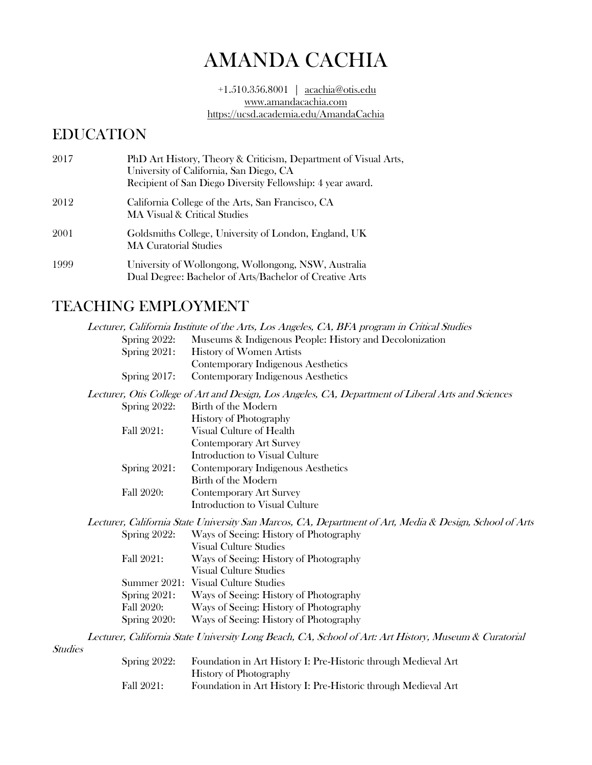# AMANDA CACHIA

+1.510.356.8001 | acachia@otis.edu
www.amandacachia.com
https://ucsd.academia.edu/AmandaCachia

## EDUCATION

2017 PhD Art History, Theory & Criticism, Department of Visual Arts, University of California, San Diego, CA
Recipient of San Diego Diversity Fellowship: 4 year award.

2012 California College of the Arts, San Francisco, CA
MA Visual & Critical Studies

2001 Goldsmiths College, University of London, England, UK
MA Curatorial Studies

1999 University of Wollongong, Wollongong, NSW, Australia
Dual Degree: Bachelor of Arts/Bachelor of Creative Arts

## TEACHING EMPLOYMENT

*Lecturer, California Institute of the Arts, Los Angeles, CA, BFA program in Critical Studies*

Spring 2022: Museums & Indigenous People: History and Decolonization
Spring 2021: History of Women Artists
Contemporary Indigenous Aesthetics
Spring 2017: Contemporary Indigenous Aesthetics

*Lecturer, Otis College of Art and Design, Los Angeles, CA, Department of Liberal Arts and Sciences*

Spring 2022: Birth of the Modern
History of Photography
Fall 2021: Visual Culture of Health
Contemporary Art Survey
Introduction to Visual Culture
Spring 2021: Contemporary Indigenous Aesthetics
Birth of the Modern
Fall 2020: Contemporary Art Survey
Introduction to Visual Culture

*Lecturer, California State University San Marcos, CA, Department of Art, Media & Design, School of Arts*

Spring 2022: Ways of Seeing: History of Photography
Visual Culture Studies
Fall 2021: Ways of Seeing: History of Photography
Visual Culture Studies
Summer 2021: Visual Culture Studies
Spring 2021: Ways of Seeing: History of Photography
Fall 2020: Ways of Seeing: History of Photography
Spring 2020: Ways of Seeing: History of Photography

*Lecturer, California State University Long Beach, CA, School of Art: Art History, Museum & Curatorial Studies*

Spring 2022: Foundation in Art History I: Pre-Historic through Medieval Art
History of Photography
Fall 2021: Foundation in Art History I: Pre-Historic through Medieval Art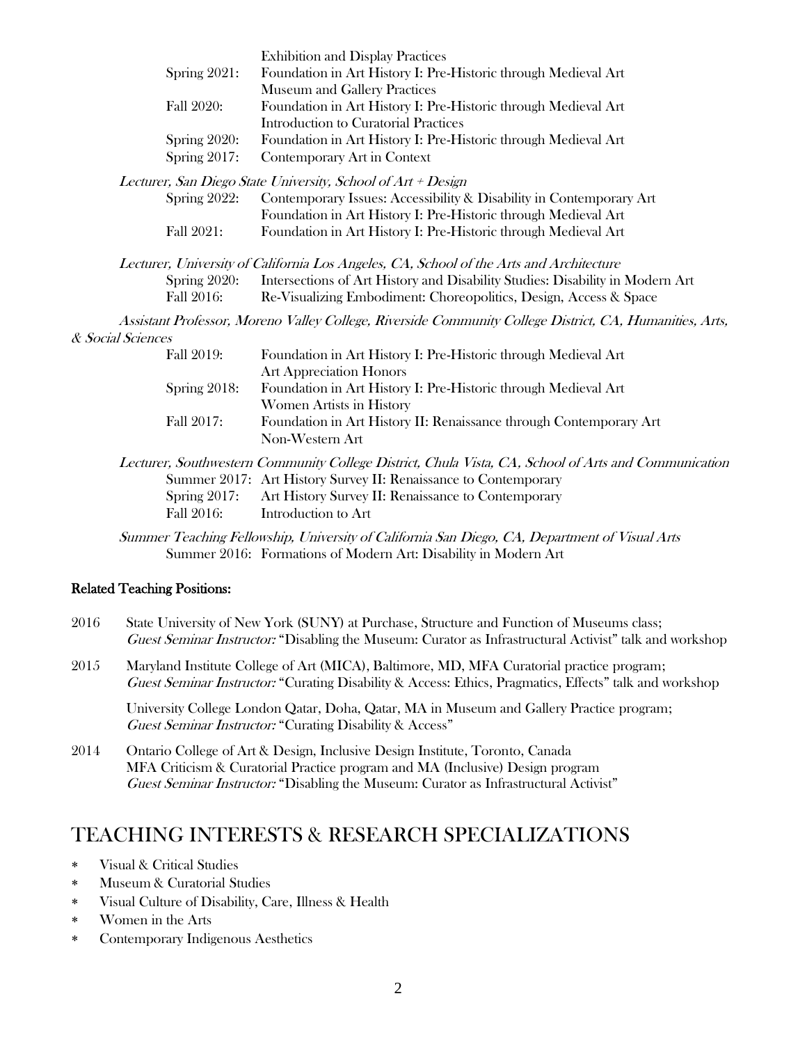Exhibition and Display Practices
Spring 2021: Foundation in Art History I: Pre-Historic through Medieval Art
Museum and Gallery Practices
Fall 2020: Foundation in Art History I: Pre-Historic through Medieval Art
Introduction to Curatorial Practices
Spring 2020: Foundation in Art History I: Pre-Historic through Medieval Art
Spring 2017: Contemporary Art in Context

*Lecturer, San Diego State University, School of Art + Design*
Spring 2022: Contemporary Issues: Accessibility & Disability in Contemporary Art
Foundation in Art History I: Pre-Historic through Medieval Art
Fall 2021: Foundation in Art History I: Pre-Historic through Medieval Art

*Lecturer, University of California Los Angeles, CA, School of the Arts and Architecture*
Spring 2020: Intersections of Art History and Disability Studies: Disability in Modern Art
Fall 2016: Re-Visualizing Embodiment: Choreopolitics, Design, Access & Space

*Assistant Professor, Moreno Valley College, Riverside Community College District, CA, Humanities, Arts, & Social Sciences*
Fall 2019: Foundation in Art History I: Pre-Historic through Medieval Art
Art Appreciation Honors
Spring 2018: Foundation in Art History I: Pre-Historic through Medieval Art
Women Artists in History
Fall 2017: Foundation in Art History II: Renaissance through Contemporary Art
Non-Western Art

*Lecturer, Southwestern Community College District, Chula Vista, CA, School of Arts and Communication*
Summer 2017: Art History Survey II: Renaissance to Contemporary
Spring 2017: Art History Survey II: Renaissance to Contemporary
Fall 2016: Introduction to Art

*Summer Teaching Fellowship, University of California San Diego, CA, Department of Visual Arts*
Summer 2016: Formations of Modern Art: Disability in Modern Art

**Related Teaching Positions:**

2016 State University of New York (SUNY) at Purchase, Structure and Function of Museums class;
*Guest Seminar Instructor:* "Disabling the Museum: Curator as Infrastructural Activist" talk and workshop

2015 Maryland Institute College of Art (MICA), Baltimore, MD, MFA Curatorial practice program;
*Guest Seminar Instructor:* "Curating Disability & Access: Ethics, Pragmatics, Effects" talk and workshop

University College London Qatar, Doha, Qatar, MA in Museum and Gallery Practice program;
*Guest Seminar Instructor:* "Curating Disability & Access"

2014 Ontario College of Art & Design, Inclusive Design Institute, Toronto, Canada
MFA Criticism & Curatorial Practice program and MA (Inclusive) Design program
*Guest Seminar Instructor:* "Disabling the Museum: Curator as Infrastructural Activist"

# TEACHING INTERESTS & RESEARCH SPECIALIZATIONS

* Visual & Critical Studies
* Museum & Curatorial Studies
* Visual Culture of Disability, Care, Illness & Health
* Women in the Arts
* Contemporary Indigenous Aesthetics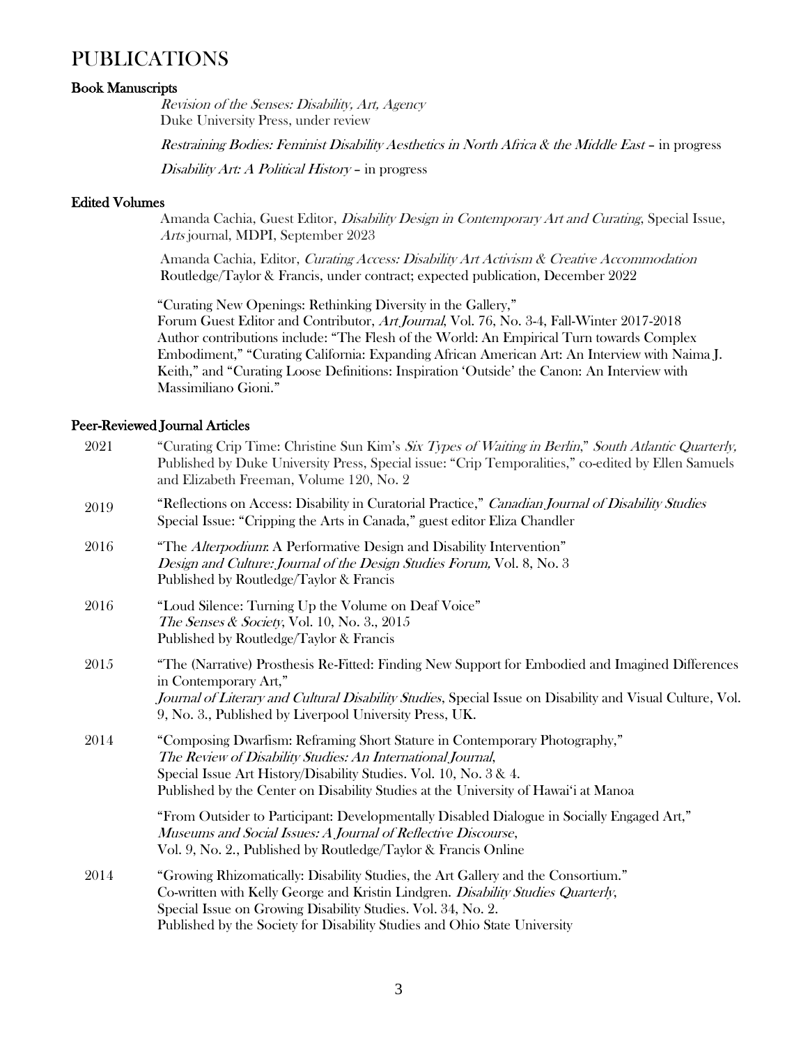# PUBLICATIONS

### Book Manuscripts

*Revision of the Senses: Disability, Art, Agency*
Duke University Press, under review

*Restraining Bodies: Feminist Disability Aesthetics in North Africa & the Middle East* – in progress

*Disability Art: A Political History* – in progress

### Edited Volumes

Amanda Cachia, Guest Editor, *Disability Design in Contemporary Art and Curating*, Special Issue, *Arts* journal, MDPI, September 2023

Amanda Cachia, Editor, *Curating Access: Disability Art Activism & Creative Accommodation*
Routledge/Taylor & Francis, under contract; expected publication, December 2022

"Curating New Openings: Rethinking Diversity in the Gallery,"
Forum Guest Editor and Contributor, *Art Journal*, Vol. 76, No. 3-4, Fall-Winter 2017-2018
Author contributions include: "The Flesh of the World: An Empirical Turn towards Complex Embodiment," "Curating California: Expanding African American Art: An Interview with Naima J. Keith," and "Curating Loose Definitions: Inspiration 'Outside' the Canon: An Interview with Massimiliano Gioni."

### Peer-Reviewed Journal Articles

2021 — "Curating Crip Time: Christine Sun Kim's *Six Types of Waiting in Berlin*," *South Atlantic Quarterly,* Published by Duke University Press, Special issue: "Crip Temporalities," co-edited by Ellen Samuels and Elizabeth Freeman, Volume 120, No. 2

2019 — "Reflections on Access: Disability in Curatorial Practice," *Canadian Journal of Disability Studies*
Special Issue: "Cripping the Arts in Canada," guest editor Eliza Chandler

2016 — "The *Alterpodium*: A Performative Design and Disability Intervention"
*Design and Culture: Journal of the Design Studies Forum,* Vol. 8, No. 3
Published by Routledge/Taylor & Francis

2016 — "Loud Silence: Turning Up the Volume on Deaf Voice"
*The Senses & Society*, Vol. 10, No. 3., 2015
Published by Routledge/Taylor & Francis

2015 — "The (Narrative) Prosthesis Re-Fitted: Finding New Support for Embodied and Imagined Differences in Contemporary Art,"
*Journal of Literary and Cultural Disability Studies*, Special Issue on Disability and Visual Culture, Vol. 9, No. 3., Published by Liverpool University Press, UK.

2014 — "Composing Dwarfism: Reframing Short Stature in Contemporary Photography,"
*The Review of Disability Studies: An International Journal*,
Special Issue Art History/Disability Studies. Vol. 10, No. 3 & 4.
Published by the Center on Disability Studies at the University of Hawai'i at Manoa

"From Outsider to Participant: Developmentally Disabled Dialogue in Socially Engaged Art,"
*Museums and Social Issues: A Journal of Reflective Discourse*,
Vol. 9, No. 2., Published by Routledge/Taylor & Francis Online

2014 — "Growing Rhizomatically: Disability Studies, the Art Gallery and the Consortium."
Co-written with Kelly George and Kristin Lindgren. *Disability Studies Quarterly*,
Special Issue on Growing Disability Studies. Vol. 34, No. 2.
Published by the Society for Disability Studies and Ohio State University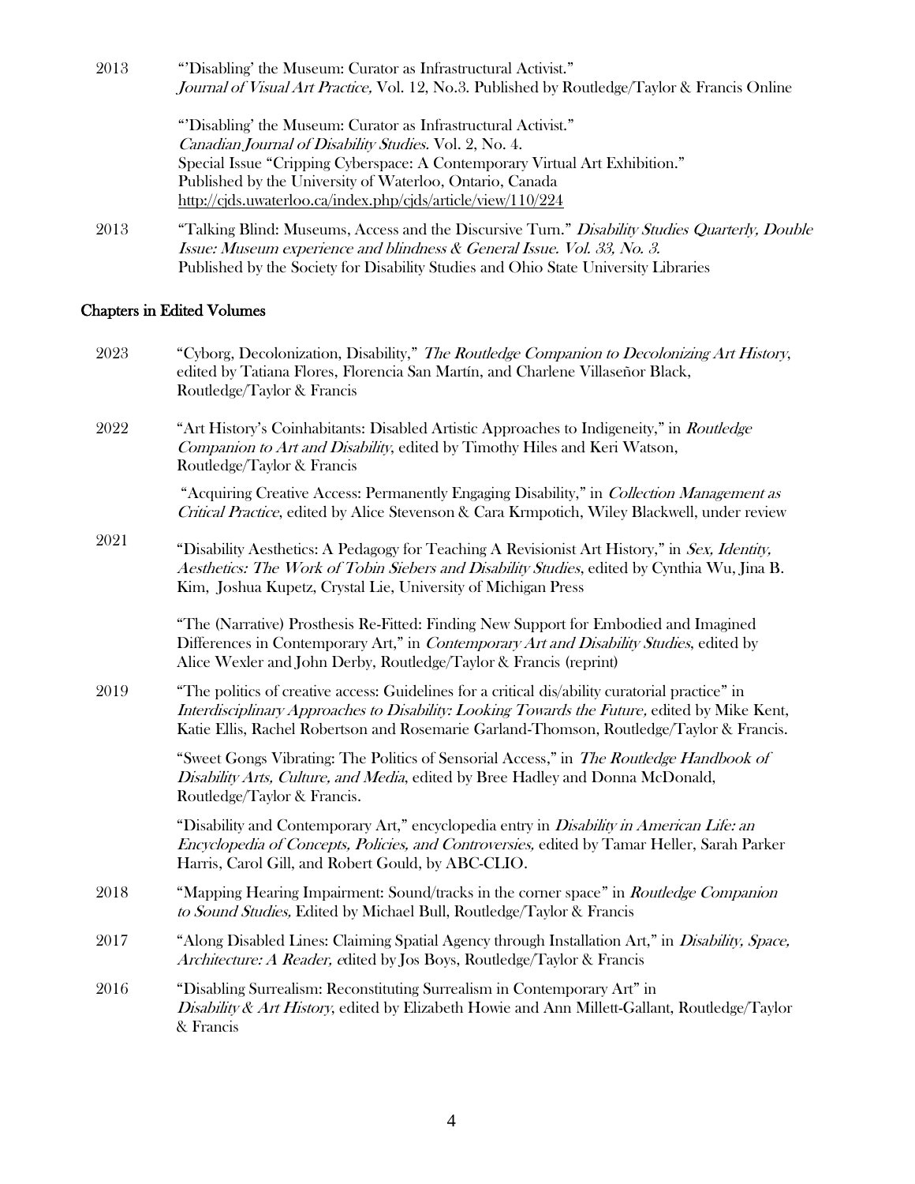2013 "'Disabling' the Museum: Curator as Infrastructural Activist." *Journal of Visual Art Practice,* Vol. 12, No.3. Published by Routledge/Taylor & Francis Online

"'Disabling' the Museum: Curator as Infrastructural Activist." *Canadian Journal of Disability Studies.* Vol. 2, No. 4. Special Issue "Cripping Cyberspace: A Contemporary Virtual Art Exhibition." Published by the University of Waterloo, Ontario, Canada http://cjds.uwaterloo.ca/index.php/cjds/article/view/110/224

2013 "Talking Blind: Museums, Access and the Discursive Turn." *Disability Studies Quarterly, Double Issue: Museum experience and blindness & General Issue. Vol. 33, No. 3.* Published by the Society for Disability Studies and Ohio State University Libraries

## Chapters in Edited Volumes

2023 "Cyborg, Decolonization, Disability," *The Routledge Companion to Decolonizing Art History*, edited by Tatiana Flores, Florencia San Martín, and Charlene Villaseñor Black, Routledge/Taylor & Francis

2022 "Art History's Coinhabitants: Disabled Artistic Approaches to Indigeneity," in *Routledge Companion to Art and Disability*, edited by Timothy Hiles and Keri Watson, Routledge/Taylor & Francis

"Acquiring Creative Access: Permanently Engaging Disability," in *Collection Management as Critical Practice*, edited by Alice Stevenson & Cara Krmpotich, Wiley Blackwell, under review

2021 "Disability Aesthetics: A Pedagogy for Teaching A Revisionist Art History," in *Sex, Identity, Aesthetics: The Work of Tobin Siebers and Disability Studies*, edited by Cynthia Wu, Jina B. Kim, Joshua Kupetz, Crystal Lie, University of Michigan Press

"The (Narrative) Prosthesis Re-Fitted: Finding New Support for Embodied and Imagined Differences in Contemporary Art," in *Contemporary Art and Disability Studies*, edited by Alice Wexler and John Derby, Routledge/Taylor & Francis (reprint)

2019 "The politics of creative access: Guidelines for a critical dis/ability curatorial practice" in *Interdisciplinary Approaches to Disability: Looking Towards the Future,* edited by Mike Kent, Katie Ellis, Rachel Robertson and Rosemarie Garland-Thomson, Routledge/Taylor & Francis.

"Sweet Gongs Vibrating: The Politics of Sensorial Access," in *The Routledge Handbook of Disability Arts, Culture, and Media*, edited by Bree Hadley and Donna McDonald, Routledge/Taylor & Francis.

"Disability and Contemporary Art," encyclopedia entry in *Disability in American Life: an Encyclopedia of Concepts, Policies, and Controversies,* edited by Tamar Heller, Sarah Parker Harris, Carol Gill, and Robert Gould, by ABC-CLIO.

2018 "Mapping Hearing Impairment: Sound/tracks in the corner space" in *Routledge Companion to Sound Studies,* Edited by Michael Bull, Routledge/Taylor & Francis

2017 "Along Disabled Lines: Claiming Spatial Agency through Installation Art," in *Disability, Space, Architecture: A Reader, e*dited by Jos Boys, Routledge/Taylor & Francis

2016 "Disabling Surrealism: Reconstituting Surrealism in Contemporary Art" in *Disability & Art History*, edited by Elizabeth Howie and Ann Millett-Gallant, Routledge/Taylor & Francis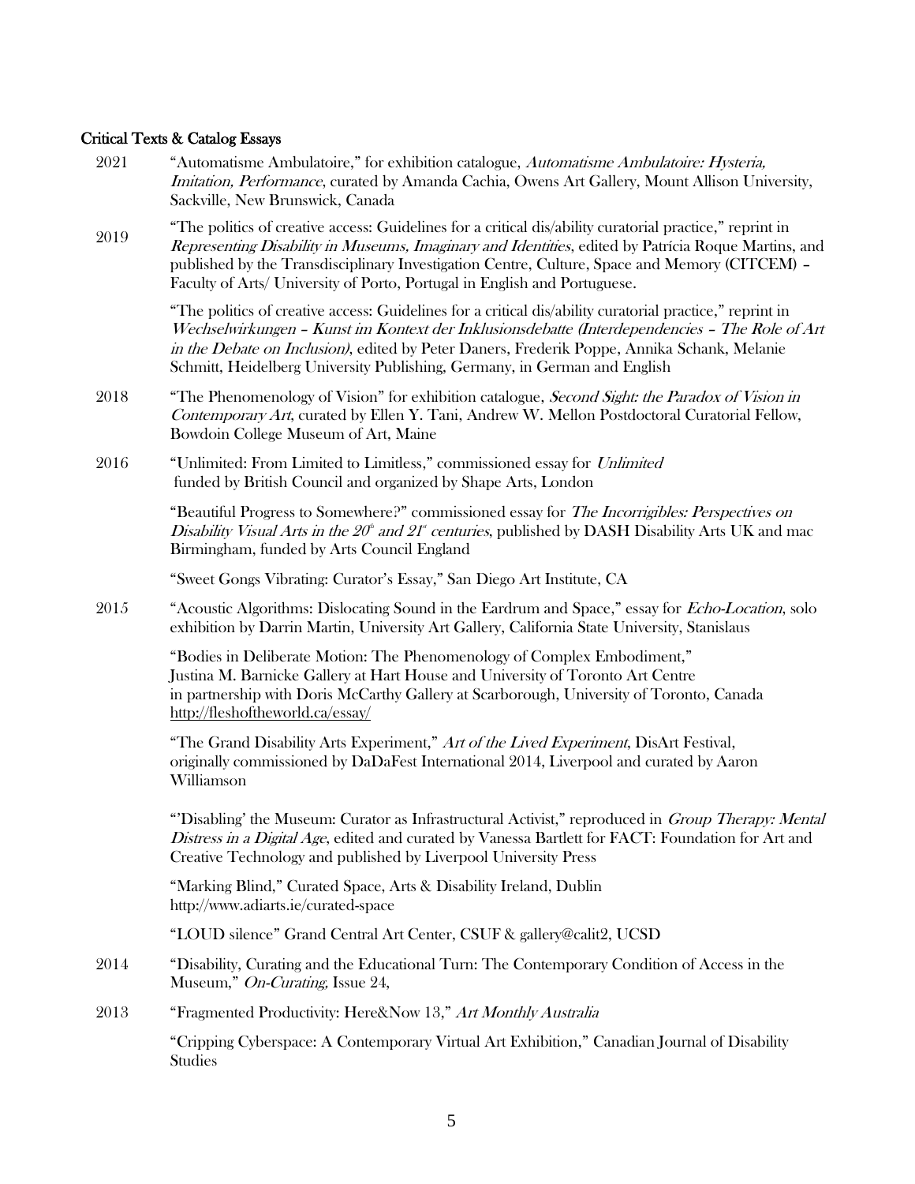### Critical Texts & Catalog Essays

2021 "Automatisme Ambulatoire," for exhibition catalogue, *Automatisme Ambulatoire: Hysteria, Imitation, Performance*, curated by Amanda Cachia, Owens Art Gallery, Mount Allison University, Sackville, New Brunswick, Canada

2019 "The politics of creative access: Guidelines for a critical dis/ability curatorial practice," reprint in *Representing Disability in Museums, Imaginary and Identities*, edited by Patrícia Roque Martins, and published by the Transdisciplinary Investigation Centre, Culture, Space and Memory (CITCEM) – Faculty of Arts/ University of Porto, Portugal in English and Portuguese.

"The politics of creative access: Guidelines for a critical dis/ability curatorial practice," reprint in *Wechselwirkungen – Kunst im Kontext der Inklusionsdebatte (Interdependencies – The Role of Art in the Debate on Inclusion)*, edited by Peter Daners, Frederik Poppe, Annika Schank, Melanie Schmitt, Heidelberg University Publishing, Germany, in German and English

2018 "The Phenomenology of Vision" for exhibition catalogue, *Second Sight: the Paradox of Vision in Contemporary Art*, curated by Ellen Y. Tani, Andrew W. Mellon Postdoctoral Curatorial Fellow, Bowdoin College Museum of Art, Maine

2016 "Unlimited: From Limited to Limitless," commissioned essay for *Unlimited* funded by British Council and organized by Shape Arts, London

"Beautiful Progress to Somewhere?" commissioned essay for *The Incorrigibles: Perspectives on Disability Visual Arts in the 20th and 21st centuries*, published by DASH Disability Arts UK and mac Birmingham, funded by Arts Council England

"Sweet Gongs Vibrating: Curator's Essay," San Diego Art Institute, CA

2015 "Acoustic Algorithms: Dislocating Sound in the Eardrum and Space," essay for *Echo-Location*, solo exhibition by Darrin Martin, University Art Gallery, California State University, Stanislaus

"Bodies in Deliberate Motion: The Phenomenology of Complex Embodiment," Justina M. Barnicke Gallery at Hart House and University of Toronto Art Centre in partnership with Doris McCarthy Gallery at Scarborough, University of Toronto, Canada http://fleshoftheworld.ca/essay/

"The Grand Disability Arts Experiment," *Art of the Lived Experiment*, DisArt Festival, originally commissioned by DaDaFest International 2014, Liverpool and curated by Aaron Williamson

"'Disabling' the Museum: Curator as Infrastructural Activist," reproduced in *Group Therapy: Mental Distress in a Digital Age*, edited and curated by Vanessa Bartlett for FACT: Foundation for Art and Creative Technology and published by Liverpool University Press

"Marking Blind," Curated Space, Arts & Disability Ireland, Dublin http://www.adiarts.ie/curated-space

"LOUD silence" Grand Central Art Center, CSUF & gallery@calit2, UCSD

2014 "Disability, Curating and the Educational Turn: The Contemporary Condition of Access in the Museum," *On-Curating*, Issue 24,

2013 "Fragmented Productivity: Here&Now 13," *Art Monthly Australia*

"Cripping Cyberspace: A Contemporary Virtual Art Exhibition," Canadian Journal of Disability Studies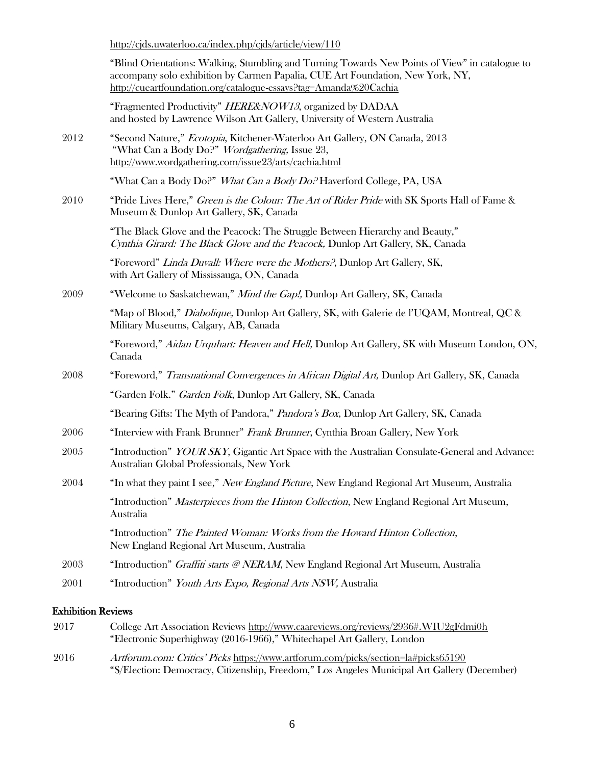http://cjds.uwaterloo.ca/index.php/cjds/article/view/110

"Blind Orientations: Walking, Stumbling and Turning Towards New Points of View" in catalogue to accompany solo exhibition by Carmen Papalia, CUE Art Foundation, New York, NY, http://cueartfoundation.org/catalogue-essays?tag=Amanda%20Cachia

"Fragmented Productivity" *HERE&NOW13*, organized by DADAA and hosted by Lawrence Wilson Art Gallery, University of Western Australia

2012 "Second Nature," *Ecotopia*, Kitchener-Waterloo Art Gallery, ON Canada, 2013
"What Can a Body Do?" *Wordgathering,* Issue 23, http://www.wordgathering.com/issue23/arts/cachia.html

"What Can a Body Do?" *What Can a Body Do?* Haverford College, PA, USA

2010 "Pride Lives Here," *Green is the Colour: The Art of Rider Pride* with SK Sports Hall of Fame & Museum & Dunlop Art Gallery, SK, Canada

"The Black Glove and the Peacock: The Struggle Between Hierarchy and Beauty," *Cynthia Girard: The Black Glove and the Peacock,* Dunlop Art Gallery, SK, Canada

"Foreword" *Linda Duvall: Where were the Mothers?*, Dunlop Art Gallery, SK, with Art Gallery of Mississauga, ON, Canada

2009 "Welcome to Saskatchewan," *Mind the Gap!,* Dunlop Art Gallery, SK, Canada

"Map of Blood," *Diabolique,* Dunlop Art Gallery, SK, with Galerie de l'UQAM, Montreal, QC & Military Museums, Calgary, AB, Canada

"Foreword," *Aidan Urquhart: Heaven and Hell,* Dunlop Art Gallery, SK with Museum London, ON, Canada

2008 "Foreword," *Transnational Convergences in African Digital Art,* Dunlop Art Gallery, SK, Canada

"Garden Folk." *Garden Folk*, Dunlop Art Gallery, SK, Canada

"Bearing Gifts: The Myth of Pandora," *Pandora's Box*, Dunlop Art Gallery, SK, Canada

2006 "Interview with Frank Brunner" *Frank Brunner*, Cynthia Broan Gallery, New York

2005 "Introduction" *YOUR SKY*, Gigantic Art Space with the Australian Consulate-General and Advance: Australian Global Professionals, New York

2004 "In what they paint I see," *New England Picture*, New England Regional Art Museum, Australia

"Introduction" *Masterpieces from the Hinton Collection*, New England Regional Art Museum, Australia

"Introduction" *The Painted Woman: Works from the Howard Hinton Collection*, New England Regional Art Museum, Australia

2003 "Introduction" *Graffiti starts @ NERAM*, New England Regional Art Museum, Australia

2001 "Introduction" *Youth Arts Expo, Regional Arts NSW,* Australia

## Exhibition Reviews

2017 College Art Association Reviews http://www.caareviews.org/reviews/2936#.WIU2gFdmi0h
"Electronic Superhighway (2016-1966)," Whitechapel Art Gallery, London

2016 *Artforum.com: Critics' Picks* https://www.artforum.com/picks/section=la#picks65190
"S/Election: Democracy, Citizenship, Freedom," Los Angeles Municipal Art Gallery (December)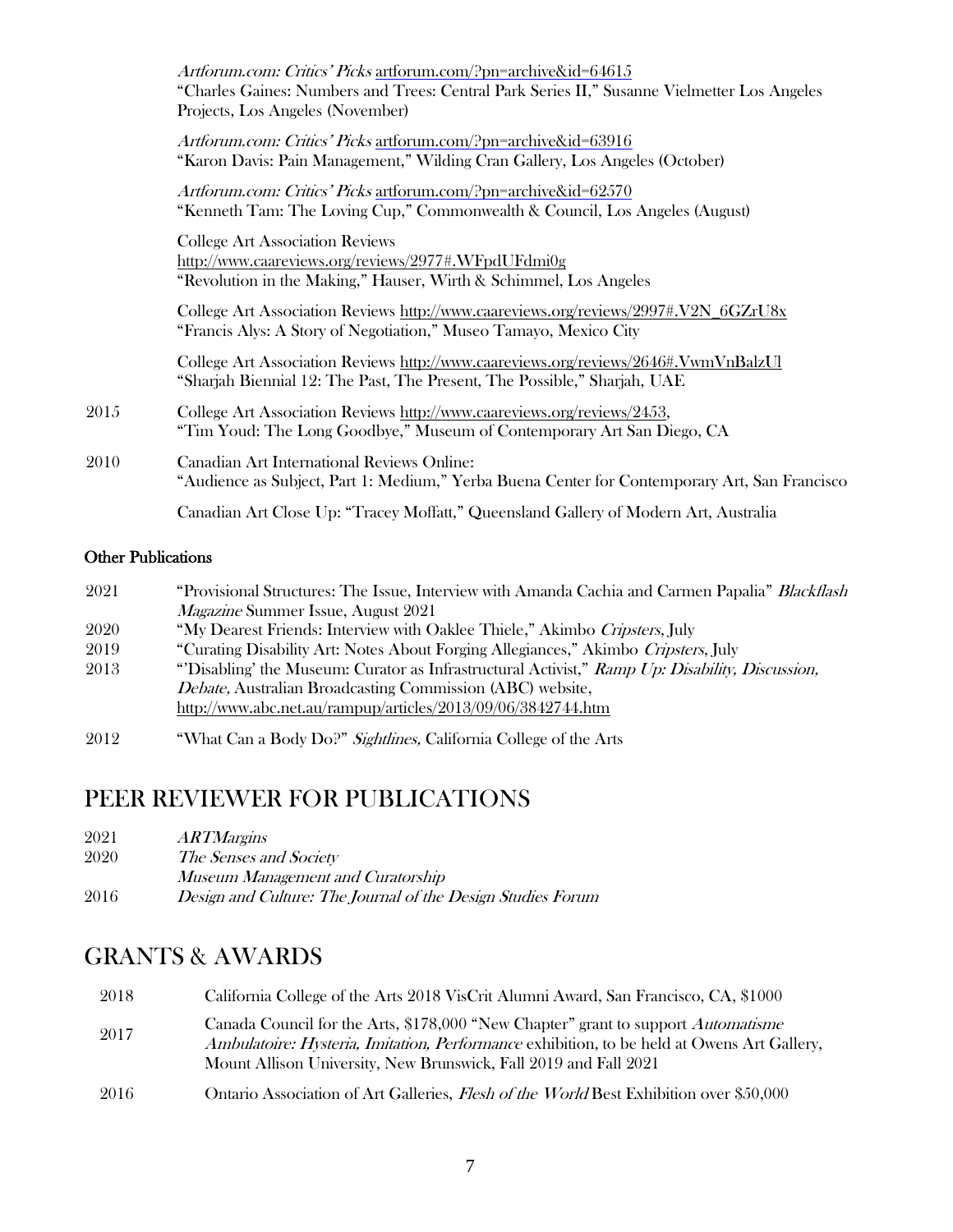*Artforum.com: Critics' Picks* artforum.com/?pn=archive&id=64615
"Charles Gaines: Numbers and Trees: Central Park Series II," Susanne Vielmetter Los Angeles Projects, Los Angeles (November)

*Artforum.com: Critics' Picks* artforum.com/?pn=archive&id=63916
"Karon Davis: Pain Management," Wilding Cran Gallery, Los Angeles (October)

*Artforum.com: Critics' Picks* artforum.com/?pn=archive&id=62570
"Kenneth Tam: The Loving Cup," Commonwealth & Council, Los Angeles (August)

College Art Association Reviews
http://www.caareviews.org/reviews/2977#.WFpdUFdmi0g
"Revolution in the Making," Hauser, Wirth & Schimmel, Los Angeles

College Art Association Reviews http://www.caareviews.org/reviews/2997#.V2N_6GZrU8x
"Francis Alys: A Story of Negotiation," Museo Tamayo, Mexico City

College Art Association Reviews http://www.caareviews.org/reviews/2646#.VwmVnBalzUl
"Sharjah Biennial 12: The Past, The Present, The Possible," Sharjah, UAE

2015 College Art Association Reviews http://www.caareviews.org/reviews/2453,
"Tim Youd: The Long Goodbye," Museum of Contemporary Art San Diego, CA

2010 Canadian Art International Reviews Online:
"Audience as Subject, Part 1: Medium," Yerba Buena Center for Contemporary Art, San Francisco

Canadian Art Close Up: "Tracey Moffatt," Queensland Gallery of Modern Art, Australia

**Other Publications**

2021 "Provisional Structures: The Issue, Interview with Amanda Cachia and Carmen Papalia" *Blackflash Magazine* Summer Issue, August 2021

2020 "My Dearest Friends: Interview with Oaklee Thiele," Akimbo *Cripsters*, July

2019 "Curating Disability Art: Notes About Forging Allegiances," Akimbo *Cripsters*, July

2013 "'Disabling' the Museum: Curator as Infrastructural Activist," *Ramp Up: Disability, Discussion, Debate,* Australian Broadcasting Commission (ABC) website,
http://www.abc.net.au/rampup/articles/2013/09/06/3842744.htm

2012 "What Can a Body Do?" *Sightlines,* California College of the Arts

# PEER REVIEWER FOR PUBLICATIONS

2021 *ARTMargins*

2020 *The Senses and Society*

*Museum Management and Curatorship*

2016 *Design and Culture: The Journal of the Design Studies Forum*

# GRANTS & AWARDS

2018 California College of the Arts 2018 VisCrit Alumni Award, San Francisco, CA, $1000

2017 Canada Council for the Arts, $178,000 "New Chapter" grant to support *Automatisme Ambulatoire: Hysteria, Imitation, Performance* exhibition, to be held at Owens Art Gallery, Mount Allison University, New Brunswick, Fall 2019 and Fall 2021

2016 Ontario Association of Art Galleries, *Flesh of the World* Best Exhibition over $50,000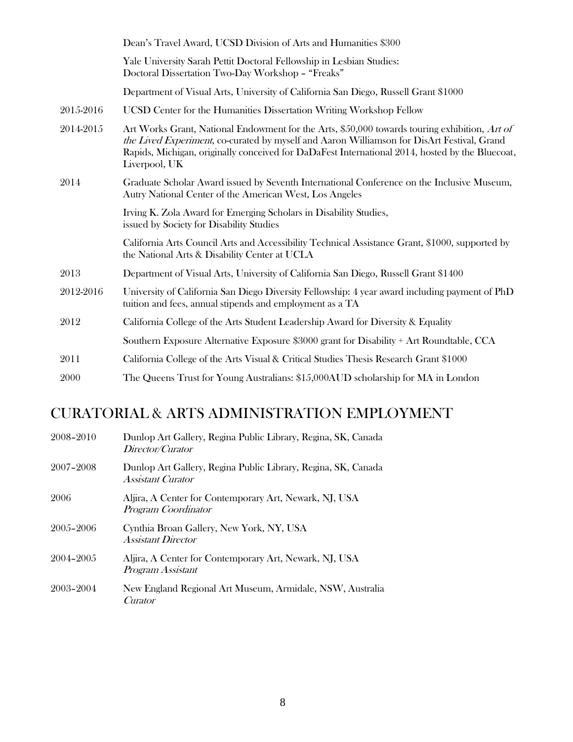| | |
|---|---|
| | Dean's Travel Award, UCSD Division of Arts and Humanities $300 |
| | Yale University Sarah Pettit Doctoral Fellowship in Lesbian Studies: Doctoral Dissertation Two-Day Workshop – "Freaks" |
| | Department of Visual Arts, University of California San Diego, Russell Grant $1000 |
| 2015-2016 | UCSD Center for the Humanities Dissertation Writing Workshop Fellow |
| 2014-2015 | Art Works Grant, National Endowment for the Arts, $50,000 towards touring exhibition, *Art of the Lived Experiment*, co-curated by myself and Aaron Williamson for DisArt Festival, Grand Rapids, Michigan, originally conceived for DaDaFest International 2014, hosted by the Bluecoat, Liverpool, UK |
| 2014 | Graduate Scholar Award issued by Seventh International Conference on the Inclusive Museum, Autry National Center of the American West, Los Angeles |
| | Irving K. Zola Award for Emerging Scholars in Disability Studies, issued by Society for Disability Studies |
| | California Arts Council Arts and Accessibility Technical Assistance Grant, $1000, supported by the National Arts & Disability Center at UCLA |
| 2013 | Department of Visual Arts, University of California San Diego, Russell Grant $1400 |
| 2012-2016 | University of California San Diego Diversity Fellowship: 4 year award including payment of PhD tuition and fees, annual stipends and employment as a TA |
| 2012 | California College of the Arts Student Leadership Award for Diversity & Equality |
| | Southern Exposure Alternative Exposure $3000 grant for Disability + Art Roundtable, CCA |
| 2011 | California College of the Arts Visual & Critical Studies Thesis Research Grant $1000 |
| 2000 | The Queens Trust for Young Australians: $15,000AUD scholarship for MA in London |

# CURATORIAL & ARTS ADMINISTRATION EMPLOYMENT

| | |
|---|---|
| 2008–2010 | Dunlop Art Gallery, Regina Public Library, Regina, SK, Canada<br>*Director/Curator* |
| 2007–2008 | Dunlop Art Gallery, Regina Public Library, Regina, SK, Canada<br>*Assistant Curator* |
| 2006 | Aljira, A Center for Contemporary Art, Newark, NJ, USA<br>*Program Coordinator* |
| 2005–2006 | Cynthia Broan Gallery, New York, NY, USA<br>*Assistant Director* |
| 2004–2005 | Aljira, A Center for Contemporary Art, Newark, NJ, USA<br>*Program Assistant* |
| 2003–2004 | New England Regional Art Museum, Armidale, NSW, Australia<br>*Curator* |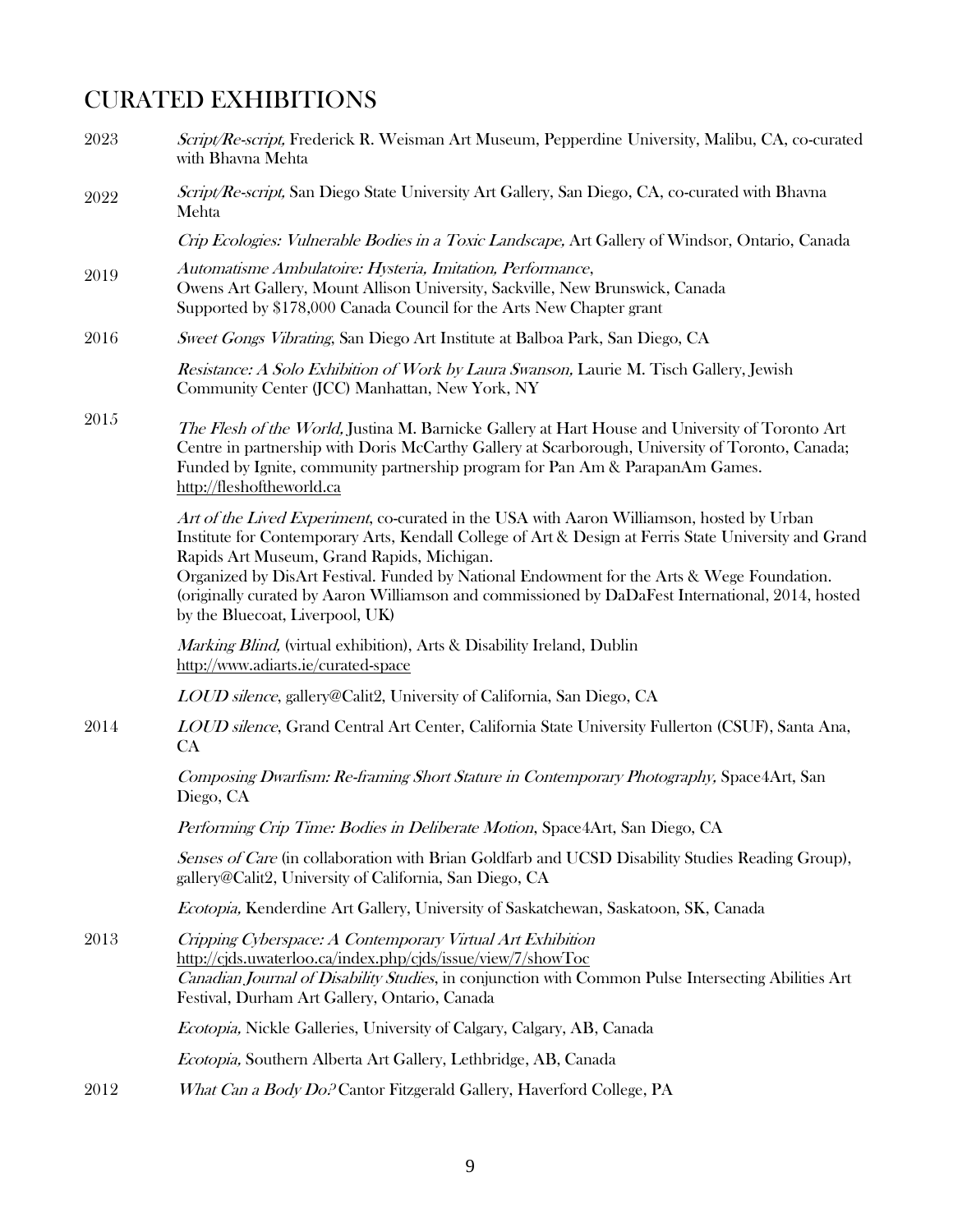# CURATED EXHIBITIONS

2023 *Script/Re-script,* Frederick R. Weisman Art Museum, Pepperdine University, Malibu, CA, co-curated with Bhavna Mehta

2022 *Script/Re-script,* San Diego State University Art Gallery, San Diego, CA, co-curated with Bhavna Mehta

*Crip Ecologies: Vulnerable Bodies in a Toxic Landscape,* Art Gallery of Windsor, Ontario, Canada

2019 *Automatisme Ambulatoire: Hysteria, Imitation, Performance*, Owens Art Gallery, Mount Allison University, Sackville, New Brunswick, Canada
Supported by $178,000 Canada Council for the Arts New Chapter grant

2016 *Sweet Gongs Vibrating*, San Diego Art Institute at Balboa Park, San Diego, CA

*Resistance: A Solo Exhibition of Work by Laura Swanson,* Laurie M. Tisch Gallery, Jewish Community Center (JCC) Manhattan, New York, NY

2015 *The Flesh of the World,* Justina M. Barnicke Gallery at Hart House and University of Toronto Art Centre in partnership with Doris McCarthy Gallery at Scarborough, University of Toronto, Canada; Funded by Ignite, community partnership program for Pan Am & ParapanAm Games.
http://fleshoftheworld.ca

*Art of the Lived Experiment*, co-curated in the USA with Aaron Williamson, hosted by Urban Institute for Contemporary Arts, Kendall College of Art & Design at Ferris State University and Grand Rapids Art Museum, Grand Rapids, Michigan.
Organized by DisArt Festival. Funded by National Endowment for the Arts & Wege Foundation. (originally curated by Aaron Williamson and commissioned by DaDaFest International, 2014, hosted by the Bluecoat, Liverpool, UK)

*Marking Blind,* (virtual exhibition), Arts & Disability Ireland, Dublin
http://www.adiarts.ie/curated-space

*LOUD silence*, gallery@Calit2, University of California, San Diego, CA

2014 *LOUD silence*, Grand Central Art Center, California State University Fullerton (CSUF), Santa Ana, CA

*Composing Dwarfism: Re-framing Short Stature in Contemporary Photography,* Space4Art, San Diego, CA

*Performing Crip Time: Bodies in Deliberate Motion*, Space4Art, San Diego, CA

*Senses of Care* (in collaboration with Brian Goldfarb and UCSD Disability Studies Reading Group), gallery@Calit2, University of California, San Diego, CA

*Ecotopia,* Kenderdine Art Gallery, University of Saskatchewan, Saskatoon, SK, Canada

2013 *Cripping Cyberspace: A Contemporary Virtual Art Exhibition*
http://cjds.uwaterloo.ca/index.php/cjds/issue/view/7/showToc
*Canadian Journal of Disability Studies*, in conjunction with Common Pulse Intersecting Abilities Art Festival, Durham Art Gallery, Ontario, Canada

*Ecotopia,* Nickle Galleries, University of Calgary, Calgary, AB, Canada

*Ecotopia,* Southern Alberta Art Gallery, Lethbridge, AB, Canada

2012 *What Can a Body Do?* Cantor Fitzgerald Gallery, Haverford College, PA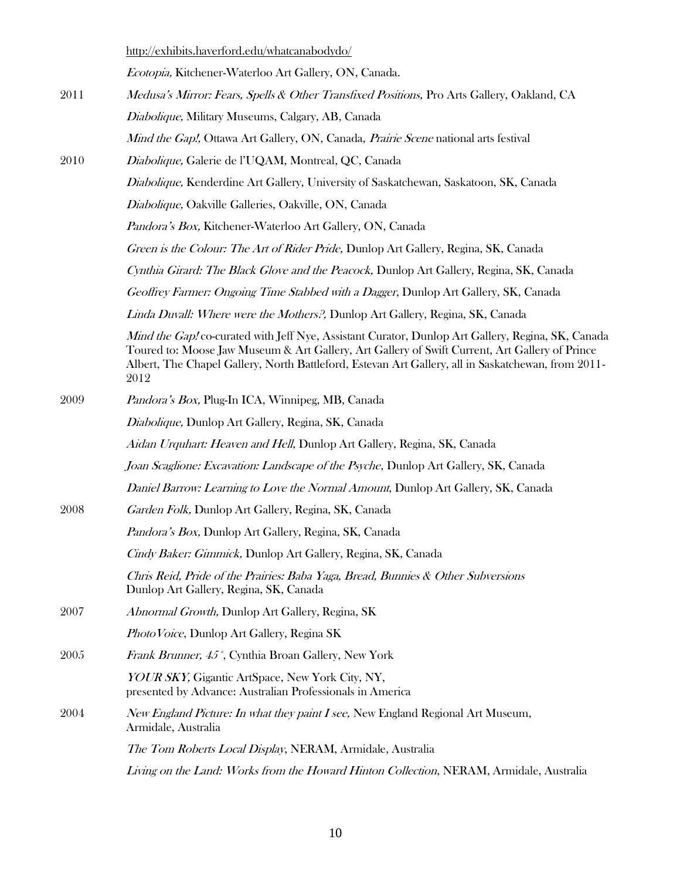http://exhibits.haverford.edu/whatcanabodydo/

*Ecotopia,* Kitchener-Waterloo Art Gallery, ON, Canada.

2011 *Medusa's Mirror: Fears, Spells & Other Transfixed Positions,* Pro Arts Gallery, Oakland, CA

*Diabolique,* Military Museums, Calgary, AB, Canada

*Mind the Gap!,* Ottawa Art Gallery, ON, Canada, *Prairie Scene* national arts festival

2010 *Diabolique,* Galerie de l'UQAM, Montreal, QC, Canada

*Diabolique,* Kenderdine Art Gallery, University of Saskatchewan, Saskatoon, SK, Canada

*Diabolique,* Oakville Galleries, Oakville, ON, Canada

*Pandora's Box,* Kitchener-Waterloo Art Gallery, ON, Canada

*Green is the Colour: The Art of Rider Pride,* Dunlop Art Gallery, Regina, SK, Canada

*Cynthia Girard: The Black Glove and the Peacock,* Dunlop Art Gallery, Regina, SK, Canada

*Geoffrey Farmer: Ongoing Time Stabbed with a Dagger*, Dunlop Art Gallery, SK, Canada

*Linda Duvall: Where were the Mothers?,* Dunlop Art Gallery, Regina, SK, Canada

*Mind the Gap!* co-curated with Jeff Nye, Assistant Curator, Dunlop Art Gallery, Regina, SK, Canada
Toured to: Moose Jaw Museum & Art Gallery, Art Gallery of Swift Current, Art Gallery of Prince Albert, The Chapel Gallery, North Battleford, Estevan Art Gallery, all in Saskatchewan, from 2011-2012

2009 *Pandora's Box,* Plug-In ICA, Winnipeg, MB, Canada

*Diabolique,* Dunlop Art Gallery, Regina, SK, Canada

*Aidan Urquhart: Heaven and Hell*, Dunlop Art Gallery, Regina, SK, Canada

*Joan Scaglione: Excavation: Landscape of the Psyche*, Dunlop Art Gallery, SK, Canada

*Daniel Barrow: Learning to Love the Normal Amount*, Dunlop Art Gallery, SK, Canada

2008 *Garden Folk,* Dunlop Art Gallery, Regina, SK, Canada

*Pandora's Box,* Dunlop Art Gallery, Regina, SK, Canada

*Cindy Baker: Gimmick,* Dunlop Art Gallery, Regina, SK, Canada

*Chris Reid, Pride of the Prairies: Baba Yaga, Bread, Bunnies & Other Subversions*
Dunlop Art Gallery, Regina, SK, Canada

2007 *Abnormal Growth,* Dunlop Art Gallery, Regina, SK

*PhotoVoice*, Dunlop Art Gallery, Regina SK

2005 *Frank Brunner, 45°*, Cynthia Broan Gallery, New York

*YOUR SKY,* Gigantic ArtSpace, New York City, NY,
presented by Advance: Australian Professionals in America

2004 *New England Picture: In what they paint I see,* New England Regional Art Museum, Armidale, Australia

*The Tom Roberts Local Display*, NERAM, Armidale, Australia

*Living on the Land: Works from the Howard Hinton Collection*, NERAM, Armidale, Australia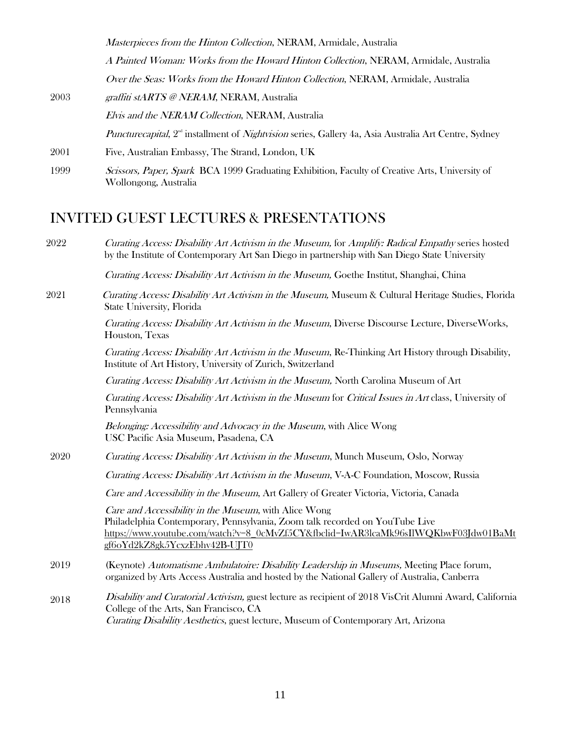| | |
|---|---|
| | *Masterpieces from the Hinton Collection*, NERAM, Armidale, Australia |
| | *A Painted Woman: Works from the Howard Hinton Collection*, NERAM, Armidale, Australia |
| | *Over the Seas: Works from the Howard Hinton Collection*, NERAM, Armidale, Australia |
| 2003 | *graffiti stARTS @ NERAM*, NERAM, Australia |
| | *Elvis and the NERAM Collection*, NERAM, Australia |
| | *Puncturecapital*, 2nd installment of *Nightvision* series, Gallery 4a, Asia Australia Art Centre, Sydney |
| 2001 | Five, Australian Embassy, The Strand, London, UK |
| 1999 | *Scissors, Paper, Spark* BCA 1999 Graduating Exhibition, Faculty of Creative Arts, University of Wollongong, Australia |

# INVITED GUEST LECTURES & PRESENTATIONS

| | |
|---|---|
| 2022 | *Curating Access: Disability Art Activism in the Museum,* for *Amplify: Radical Empathy* series hosted by the Institute of Contemporary Art San Diego in partnership with San Diego State University |
| | *Curating Access: Disability Art Activism in the Museum,* Goethe Institut, Shanghai, China |
| 2021 | *Curating Access: Disability Art Activism in the Museum,* Museum & Cultural Heritage Studies, Florida State University, Florida |
| | *Curating Access: Disability Art Activism in the Museum*, Diverse Discourse Lecture, DiverseWorks, Houston, Texas |
| | *Curating Access: Disability Art Activism in the Museum*, Re-Thinking Art History through Disability, Institute of Art History, University of Zurich, Switzerland |
| | *Curating Access: Disability Art Activism in the Museum,* North Carolina Museum of Art |
| | *Curating Access: Disability Art Activism in the Museum* for *Critical Issues in Art* class, University of Pennsylvania |
| | *Belonging: Accessibility and Advocacy in the Museum*, with Alice Wong<br>USC Pacific Asia Museum, Pasadena, CA |
| 2020 | *Curating Access: Disability Art Activism in the Museum*, Munch Museum, Oslo, Norway |
| | *Curating Access: Disability Art Activism in the Museum*, V-A-C Foundation, Moscow, Russia |
| | *Care and Accessibility in the Museum*, Art Gallery of Greater Victoria, Victoria, Canada |
| | *Care and Accessibility in the Museum*, with Alice Wong<br>Philadelphia Contemporary, Pennsylvania, Zoom talk recorded on YouTube Live<br>https://www.youtube.com/watch?v=8_0cMvZf5CY&fbclid=IwAR3lcaMk96sIlWQKbwF03Jdw01BaMtgf6oYd2kZ8gk5YcxzEbhv42B-UJT0 |
| 2019 | (Keynote) *Automatisme Ambulatoire: Disability Leadership in Museums,* Meeting Place forum, organized by Arts Access Australia and hosted by the National Gallery of Australia, Canberra |
| 2018 | *Disability and Curatorial Activism,* guest lecture as recipient of 2018 VisCrit Alumni Award, California College of the Arts, San Francisco, CA<br>*Curating Disability Aesthetics*, guest lecture, Museum of Contemporary Art, Arizona |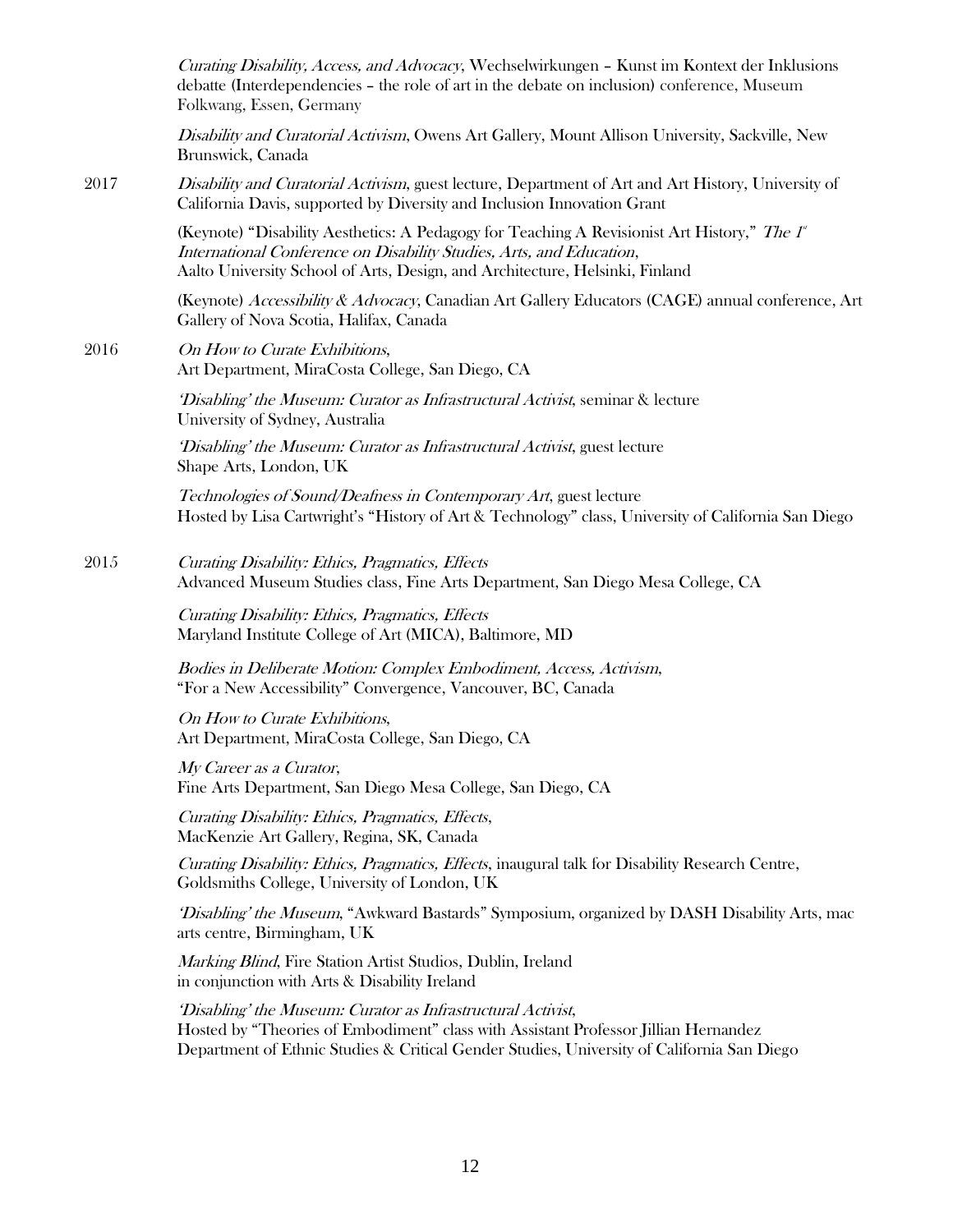*Curating Disability, Access, and Advocacy*, Wechselwirkungen – Kunst im Kontext der Inklusions debatte (Interdependencies – the role of art in the debate on inclusion) conference, Museum Folkwang, Essen, Germany

*Disability and Curatorial Activism*, Owens Art Gallery, Mount Allison University, Sackville, New Brunswick, Canada

2017 *Disability and Curatorial Activism*, guest lecture, Department of Art and Art History, University of California Davis, supported by Diversity and Inclusion Innovation Grant

(Keynote) "Disability Aesthetics: A Pedagogy for Teaching A Revisionist Art History," *The 1st International Conference on Disability Studies, Arts, and Education*, Aalto University School of Arts, Design, and Architecture, Helsinki, Finland

(Keynote) *Accessibility & Advocacy*, Canadian Art Gallery Educators (CAGE) annual conference, Art Gallery of Nova Scotia, Halifax, Canada

2016 *On How to Curate Exhibitions*, Art Department, MiraCosta College, San Diego, CA

*'Disabling' the Museum: Curator as Infrastructural Activist*, seminar & lecture University of Sydney, Australia

*'Disabling' the Museum: Curator as Infrastructural Activist*, guest lecture Shape Arts, London, UK

*Technologies of Sound/Deafness in Contemporary Art*, guest lecture Hosted by Lisa Cartwright's "History of Art & Technology" class, University of California San Diego

2015 *Curating Disability: Ethics, Pragmatics, Effects* Advanced Museum Studies class, Fine Arts Department, San Diego Mesa College, CA

*Curating Disability: Ethics, Pragmatics, Effects* Maryland Institute College of Art (MICA), Baltimore, MD

*Bodies in Deliberate Motion: Complex Embodiment, Access, Activism*, "For a New Accessibility" Convergence, Vancouver, BC, Canada

*On How to Curate Exhibitions*, Art Department, MiraCosta College, San Diego, CA

*My Career as a Curator*, Fine Arts Department, San Diego Mesa College, San Diego, CA

*Curating Disability: Ethics, Pragmatics, Effects*, MacKenzie Art Gallery, Regina, SK, Canada

*Curating Disability: Ethics, Pragmatics, Effects*, inaugural talk for Disability Research Centre, Goldsmiths College, University of London, UK

*'Disabling' the Museum*, "Awkward Bastards" Symposium, organized by DASH Disability Arts, mac arts centre, Birmingham, UK

*Marking Blind*, Fire Station Artist Studios, Dublin, Ireland in conjunction with Arts & Disability Ireland

*'Disabling' the Museum: Curator as Infrastructural Activist*, Hosted by "Theories of Embodiment" class with Assistant Professor Jillian Hernandez Department of Ethnic Studies & Critical Gender Studies, University of California San Diego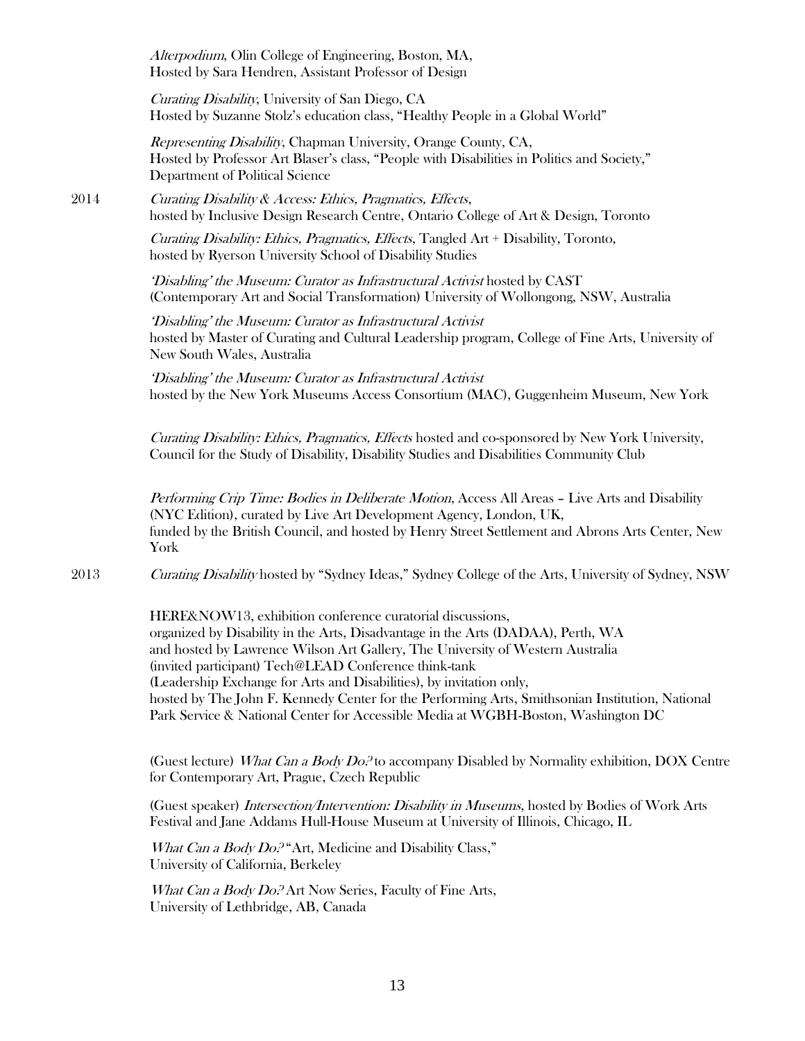*Alterpodium*, Olin College of Engineering, Boston, MA,
Hosted by Sara Hendren, Assistant Professor of Design

*Curating Disability*, University of San Diego, CA
Hosted by Suzanne Stolz's education class, "Healthy People in a Global World"

*Representing Disability*, Chapman University, Orange County, CA,
Hosted by Professor Art Blaser's class, "People with Disabilities in Politics and Society," Department of Political Science

2014 *Curating Disability & Access: Ethics, Pragmatics, Effects*,
hosted by Inclusive Design Research Centre, Ontario College of Art & Design, Toronto

*Curating Disability: Ethics, Pragmatics, Effects*, Tangled Art + Disability, Toronto,
hosted by Ryerson University School of Disability Studies

*'Disabling' the Museum: Curator as Infrastructural Activist* hosted by CAST (Contemporary Art and Social Transformation) University of Wollongong, NSW, Australia

*'Disabling' the Museum: Curator as Infrastructural Activist*
hosted by Master of Curating and Cultural Leadership program, College of Fine Arts, University of New South Wales, Australia

*'Disabling' the Museum: Curator as Infrastructural Activist*
hosted by the New York Museums Access Consortium (MAC), Guggenheim Museum, New York

*Curating Disability: Ethics, Pragmatics, Effects* hosted and co-sponsored by New York University, Council for the Study of Disability, Disability Studies and Disabilities Community Club

*Performing Crip Time: Bodies in Deliberate Motion*, Access All Areas – Live Arts and Disability (NYC Edition), curated by Live Art Development Agency, London, UK,
funded by the British Council, and hosted by Henry Street Settlement and Abrons Arts Center, New York

2013 *Curating Disability* hosted by "Sydney Ideas," Sydney College of the Arts, University of Sydney, NSW

HERE&NOW13, exhibition conference curatorial discussions,
organized by Disability in the Arts, Disadvantage in the Arts (DADAA), Perth, WA
and hosted by Lawrence Wilson Art Gallery, The University of Western Australia
(invited participant) Tech@LEAD Conference think-tank
(Leadership Exchange for Arts and Disabilities), by invitation only,
hosted by The John F. Kennedy Center for the Performing Arts, Smithsonian Institution, National Park Service & National Center for Accessible Media at WGBH-Boston, Washington DC

(Guest lecture) *What Can a Body Do?* to accompany Disabled by Normality exhibition, DOX Centre for Contemporary Art, Prague, Czech Republic

(Guest speaker) *Intersection/Intervention: Disability in Museums*, hosted by Bodies of Work Arts Festival and Jane Addams Hull-House Museum at University of Illinois, Chicago, IL

*What Can a Body Do?* "Art, Medicine and Disability Class,"
University of California, Berkeley

*What Can a Body Do?* Art Now Series, Faculty of Fine Arts,
University of Lethbridge, AB, Canada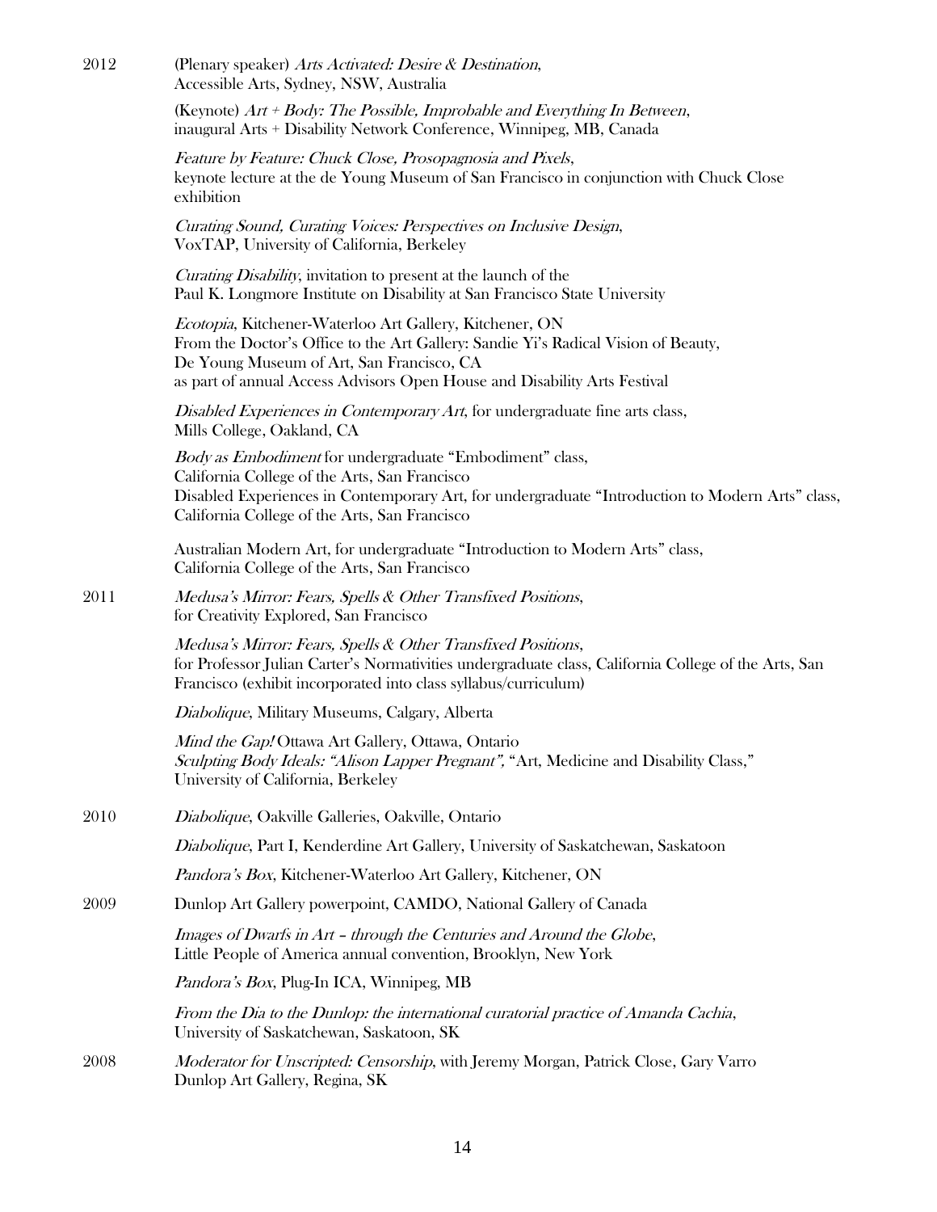2012

(Plenary speaker) *Arts Activated: Desire & Destination*,
Accessible Arts, Sydney, NSW, Australia

(Keynote) *Art + Body: The Possible, Improbable and Everything In Between*,
inaugural Arts + Disability Network Conference, Winnipeg, MB, Canada

*Feature by Feature: Chuck Close, Prosopagnosia and Pixels*,
keynote lecture at the de Young Museum of San Francisco in conjunction with Chuck Close exhibition

*Curating Sound, Curating Voices: Perspectives on Inclusive Design*,
VoxTAP, University of California, Berkeley

*Curating Disability*, invitation to present at the launch of the
Paul K. Longmore Institute on Disability at San Francisco State University

*Ecotopia*, Kitchener-Waterloo Art Gallery, Kitchener, ON
From the Doctor's Office to the Art Gallery: Sandie Yi's Radical Vision of Beauty,
De Young Museum of Art, San Francisco, CA
as part of annual Access Advisors Open House and Disability Arts Festival

*Disabled Experiences in Contemporary Art*, for undergraduate fine arts class,
Mills College, Oakland, CA

*Body as Embodiment* for undergraduate "Embodiment" class,
California College of the Arts, San Francisco
Disabled Experiences in Contemporary Art, for undergraduate "Introduction to Modern Arts" class,
California College of the Arts, San Francisco

Australian Modern Art, for undergraduate "Introduction to Modern Arts" class,
California College of the Arts, San Francisco

2011

*Medusa's Mirror: Fears, Spells & Other Transfixed Positions*,
for Creativity Explored, San Francisco

*Medusa's Mirror: Fears, Spells & Other Transfixed Positions*,
for Professor Julian Carter's Normativities undergraduate class, California College of the Arts, San Francisco (exhibit incorporated into class syllabus/curriculum)

*Diabolique*, Military Museums, Calgary, Alberta

*Mind the Gap!* Ottawa Art Gallery, Ottawa, Ontario
*Sculpting Body Ideals: "Alison Lapper Pregnant",* "Art, Medicine and Disability Class,"
University of California, Berkeley

2010

*Diabolique*, Oakville Galleries, Oakville, Ontario

*Diabolique*, Part I, Kenderdine Art Gallery, University of Saskatchewan, Saskatoon

*Pandora's Box*, Kitchener-Waterloo Art Gallery, Kitchener, ON

2009

Dunlop Art Gallery powerpoint, CAMDO, National Gallery of Canada

*Images of Dwarfs in Art – through the Centuries and Around the Globe*,
Little People of America annual convention, Brooklyn, New York

*Pandora's Box*, Plug-In ICA, Winnipeg, MB

*From the Dia to the Dunlop: the international curatorial practice of Amanda Cachia*,
University of Saskatchewan, Saskatoon, SK

2008

*Moderator for Unscripted: Censorship*, with Jeremy Morgan, Patrick Close, Gary Varro
Dunlop Art Gallery, Regina, SK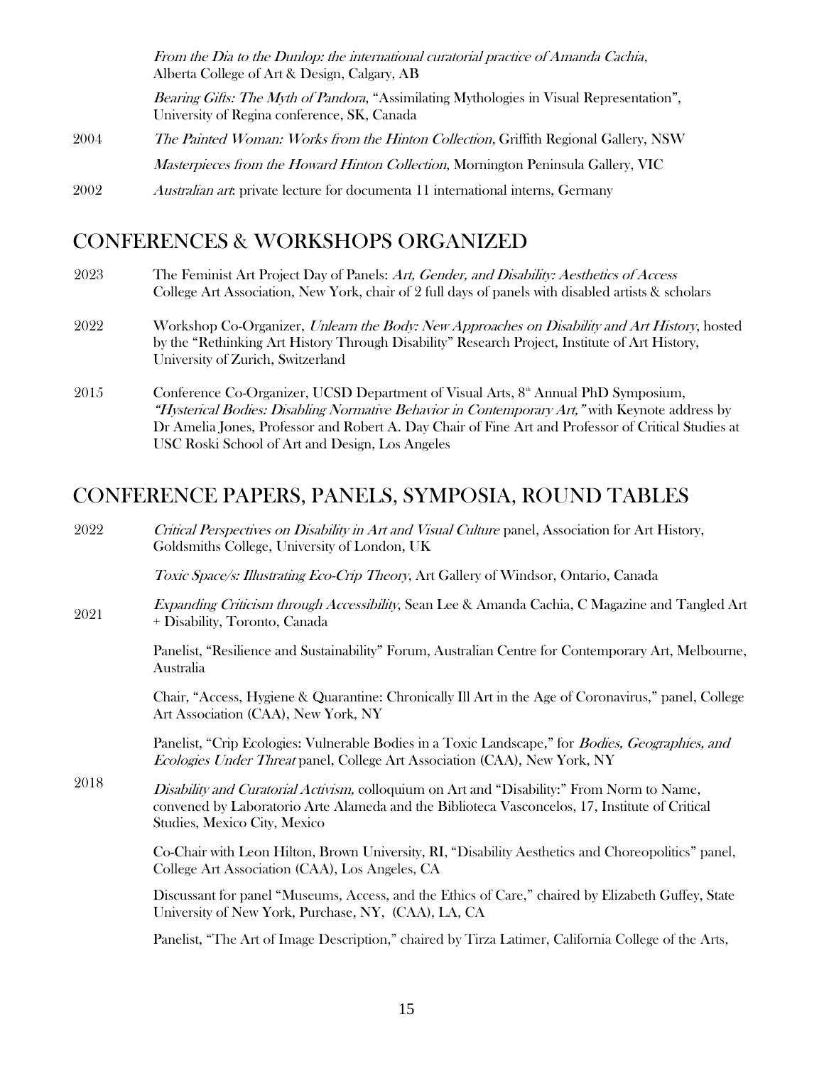| | |
|---|---|
| | *From the Dia to the Dunlop: the international curatorial practice of Amanda Cachia*, Alberta College of Art & Design, Calgary, AB |
| | *Bearing Gifts: The Myth of Pandora*, "Assimilating Mythologies in Visual Representation", University of Regina conference, SK, Canada |
| 2004 | *The Painted Woman: Works from the Hinton Collection*, Griffith Regional Gallery, NSW |
| | *Masterpieces from the Howard Hinton Collection*, Mornington Peninsula Gallery, VIC |
| 2002 | *Australian art*: private lecture for documenta 11 international interns, Germany |

## CONFERENCES & WORKSHOPS ORGANIZED

| | |
|---|---|
| 2023 | The Feminist Art Project Day of Panels: *Art, Gender, and Disability: Aesthetics of Access* College Art Association, New York, chair of 2 full days of panels with disabled artists & scholars |
| 2022 | Workshop Co-Organizer, *Unlearn the Body: New Approaches on Disability and Art History*, hosted by the "Rethinking Art History Through Disability" Research Project, Institute of Art History, University of Zurich, Switzerland |
| 2015 | Conference Co-Organizer, UCSD Department of Visual Arts, 8th Annual PhD Symposium, *"Hysterical Bodies: Disabling Normative Behavior in Contemporary Art,"* with Keynote address by Dr Amelia Jones, Professor and Robert A. Day Chair of Fine Art and Professor of Critical Studies at USC Roski School of Art and Design, Los Angeles |

## CONFERENCE PAPERS, PANELS, SYMPOSIA, ROUND TABLES

| | |
|---|---|
| 2022 | *Critical Perspectives on Disability in Art and Visual Culture* panel, Association for Art History, Goldsmiths College, University of London, UK |
| | *Toxic Space/s: Illustrating Eco-Crip Theory*, Art Gallery of Windsor, Ontario, Canada |
| 2021 | *Expanding Criticism through Accessibility*, Sean Lee & Amanda Cachia, C Magazine and Tangled Art + Disability, Toronto, Canada |
| | Panelist, "Resilience and Sustainability" Forum, Australian Centre for Contemporary Art, Melbourne, Australia |
| | Chair, "Access, Hygiene & Quarantine: Chronically Ill Art in the Age of Coronavirus," panel, College Art Association (CAA), New York, NY |
| | Panelist, "Crip Ecologies: Vulnerable Bodies in a Toxic Landscape," for *Bodies, Geographies, and Ecologies Under Threat* panel, College Art Association (CAA), New York, NY |
| 2018 | *Disability and Curatorial Activism,* colloquium on Art and "Disability:" From Norm to Name, convened by Laboratorio Arte Alameda and the Biblioteca Vasconcelos, 17, Institute of Critical Studies, Mexico City, Mexico |
| | Co-Chair with Leon Hilton, Brown University, RI, "Disability Aesthetics and Choreopolitics" panel, College Art Association (CAA), Los Angeles, CA |
| | Discussant for panel "Museums, Access, and the Ethics of Care," chaired by Elizabeth Guffey, State University of New York, Purchase, NY, (CAA), LA, CA |
| | Panelist, "The Art of Image Description," chaired by Tirza Latimer, California College of the Arts, |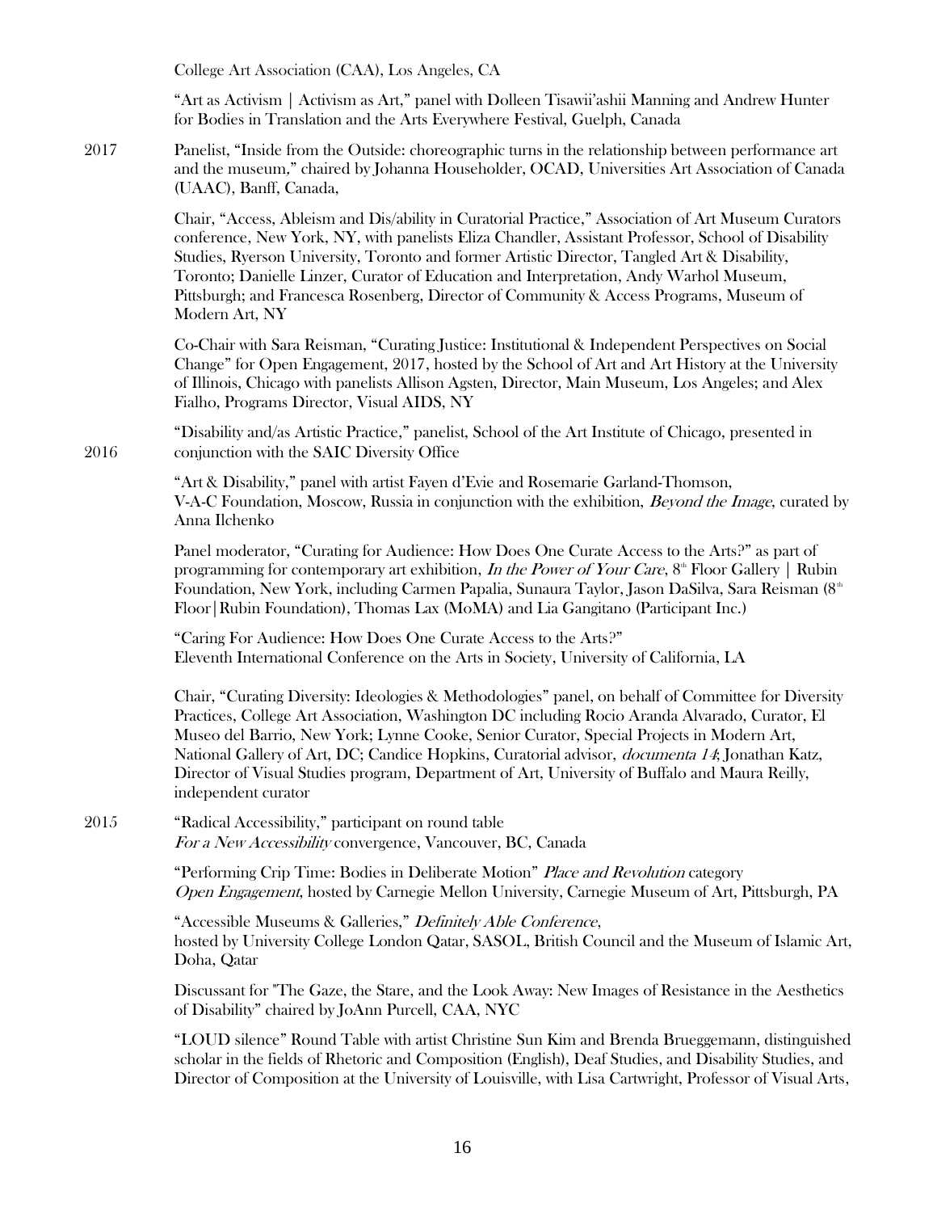College Art Association (CAA), Los Angeles, CA

"Art as Activism | Activism as Art," panel with Dolleen Tisawii'ashii Manning and Andrew Hunter for Bodies in Translation and the Arts Everywhere Festival, Guelph, Canada

2017 Panelist, "Inside from the Outside: choreographic turns in the relationship between performance art and the museum," chaired by Johanna Householder, OCAD, Universities Art Association of Canada (UAAC), Banff, Canada,

Chair, "Access, Ableism and Dis/ability in Curatorial Practice," Association of Art Museum Curators conference, New York, NY, with panelists Eliza Chandler, Assistant Professor, School of Disability Studies, Ryerson University, Toronto and former Artistic Director, Tangled Art & Disability, Toronto; Danielle Linzer, Curator of Education and Interpretation, Andy Warhol Museum, Pittsburgh; and Francesca Rosenberg, Director of Community & Access Programs, Museum of Modern Art, NY

Co-Chair with Sara Reisman, "Curating Justice: Institutional & Independent Perspectives on Social Change" for Open Engagement, 2017, hosted by the School of Art and Art History at the University of Illinois, Chicago with panelists Allison Agsten, Director, Main Museum, Los Angeles; and Alex Fialho, Programs Director, Visual AIDS, NY

2016 "Disability and/as Artistic Practice," panelist, School of the Art Institute of Chicago, presented in conjunction with the SAIC Diversity Office

"Art & Disability," panel with artist Fayen d'Evie and Rosemarie Garland-Thomson, V-A-C Foundation, Moscow, Russia in conjunction with the exhibition, *Beyond the Image*, curated by Anna Ilchenko

Panel moderator, "Curating for Audience: How Does One Curate Access to the Arts?" as part of programming for contemporary art exhibition, *In the Power of Your Care*, 8th Floor Gallery | Rubin Foundation, New York, including Carmen Papalia, Sunaura Taylor, Jason DaSilva, Sara Reisman (8th Floor|Rubin Foundation), Thomas Lax (MoMA) and Lia Gangitano (Participant Inc.)

"Caring For Audience: How Does One Curate Access to the Arts?"
Eleventh International Conference on the Arts in Society, University of California, LA

Chair, "Curating Diversity: Ideologies & Methodologies" panel, on behalf of Committee for Diversity Practices, College Art Association, Washington DC including Rocio Aranda Alvarado, Curator, El Museo del Barrio, New York; Lynne Cooke, Senior Curator, Special Projects in Modern Art, National Gallery of Art, DC; Candice Hopkins, Curatorial advisor, *documenta 14*; Jonathan Katz, Director of Visual Studies program, Department of Art, University of Buffalo and Maura Reilly, independent curator

2015 "Radical Accessibility," participant on round table
*For a New Accessibility* convergence, Vancouver, BC, Canada

"Performing Crip Time: Bodies in Deliberate Motion" *Place and Revolution* category
*Open Engagement*, hosted by Carnegie Mellon University, Carnegie Museum of Art, Pittsburgh, PA

"Accessible Museums & Galleries," *Definitely Able Conference*,
hosted by University College London Qatar, SASOL, British Council and the Museum of Islamic Art, Doha, Qatar

Discussant for "The Gaze, the Stare, and the Look Away: New Images of Resistance in the Aesthetics of Disability" chaired by JoAnn Purcell, CAA, NYC

"LOUD silence" Round Table with artist Christine Sun Kim and Brenda Brueggemann, distinguished scholar in the fields of Rhetoric and Composition (English), Deaf Studies, and Disability Studies, and Director of Composition at the University of Louisville, with Lisa Cartwright, Professor of Visual Arts,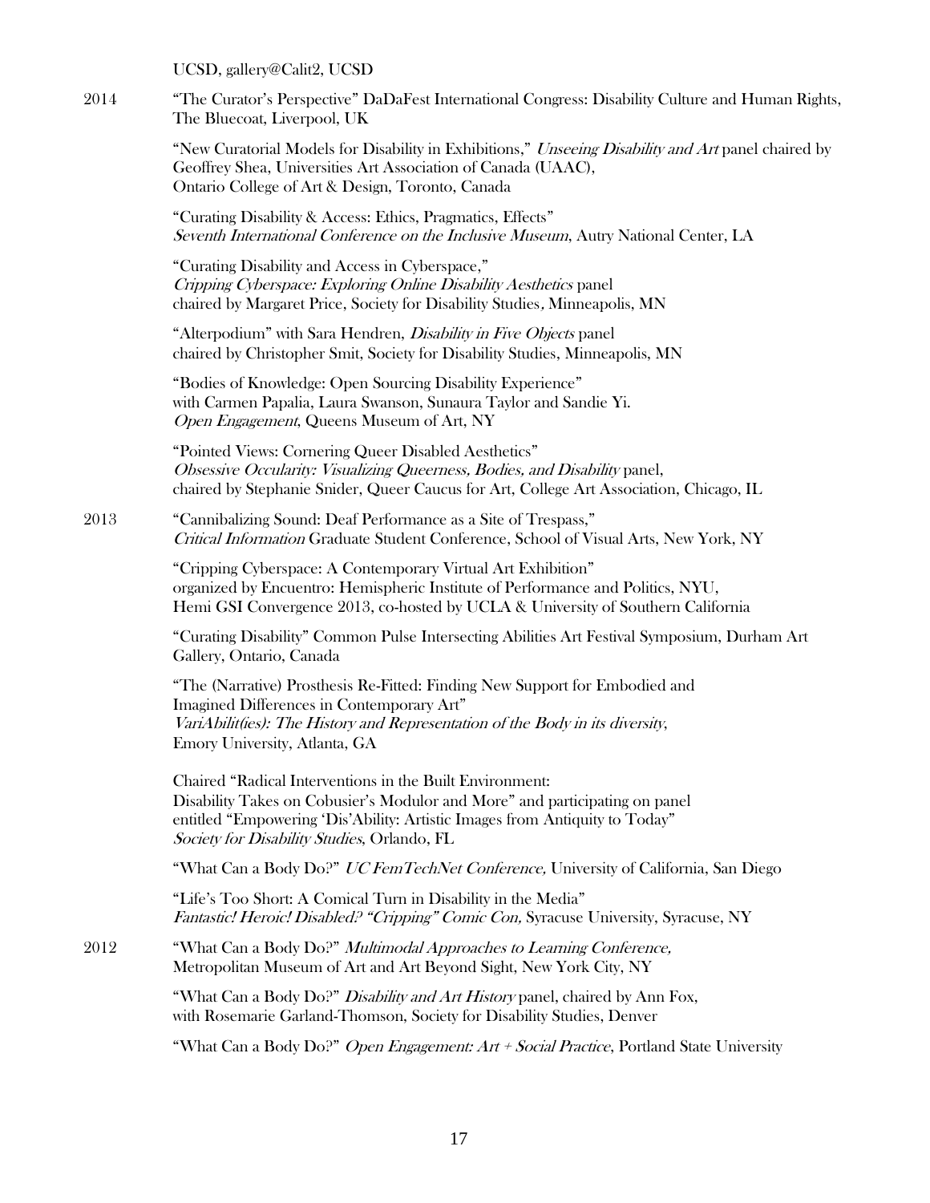UCSD, gallery@Calit2, UCSD

2014 "The Curator's Perspective" DaDaFest International Congress: Disability Culture and Human Rights, The Bluecoat, Liverpool, UK

"New Curatorial Models for Disability in Exhibitions," *Unseeing Disability and Art* panel chaired by Geoffrey Shea, Universities Art Association of Canada (UAAC), Ontario College of Art & Design, Toronto, Canada

"Curating Disability & Access: Ethics, Pragmatics, Effects" *Seventh International Conference on the Inclusive Museum*, Autry National Center, LA

"Curating Disability and Access in Cyberspace," *Cripping Cyberspace: Exploring Online Disability Aesthetics* panel chaired by Margaret Price, Society for Disability Studies, Minneapolis, MN

"Alterpodium" with Sara Hendren, *Disability in Five Objects* panel chaired by Christopher Smit, Society for Disability Studies, Minneapolis, MN

"Bodies of Knowledge: Open Sourcing Disability Experience" with Carmen Papalia, Laura Swanson, Sunaura Taylor and Sandie Yi. *Open Engagement*, Queens Museum of Art, NY

"Pointed Views: Cornering Queer Disabled Aesthetics" *Obsessive Occularity: Visualizing Queerness, Bodies, and Disability* panel, chaired by Stephanie Snider, Queer Caucus for Art, College Art Association, Chicago, IL

2013 "Cannibalizing Sound: Deaf Performance as a Site of Trespass," *Critical Information* Graduate Student Conference, School of Visual Arts, New York, NY

"Cripping Cyberspace: A Contemporary Virtual Art Exhibition" organized by Encuentro: Hemispheric Institute of Performance and Politics, NYU, Hemi GSI Convergence 2013, co-hosted by UCLA & University of Southern California

"Curating Disability" Common Pulse Intersecting Abilities Art Festival Symposium, Durham Art Gallery, Ontario, Canada

"The (Narrative) Prosthesis Re-Fitted: Finding New Support for Embodied and Imagined Differences in Contemporary Art" *VariAbilit(ies): The History and Representation of the Body in its diversity*, Emory University, Atlanta, GA

Chaired "Radical Interventions in the Built Environment: Disability Takes on Cobusier's Modulor and More" and participating on panel entitled "Empowering 'Dis'Ability: Artistic Images from Antiquity to Today" *Society for Disability Studies*, Orlando, FL

"What Can a Body Do?" *UC FemTechNet Conference,* University of California, San Diego

"Life's Too Short: A Comical Turn in Disability in the Media" *Fantastic! Heroic! Disabled? "Cripping" Comic Con,* Syracuse University, Syracuse, NY

2012 "What Can a Body Do?" *Multimodal Approaches to Learning Conference,* Metropolitan Museum of Art and Art Beyond Sight, New York City, NY

"What Can a Body Do?" *Disability and Art History* panel, chaired by Ann Fox, with Rosemarie Garland-Thomson, Society for Disability Studies, Denver

"What Can a Body Do?" *Open Engagement: Art + Social Practice*, Portland State University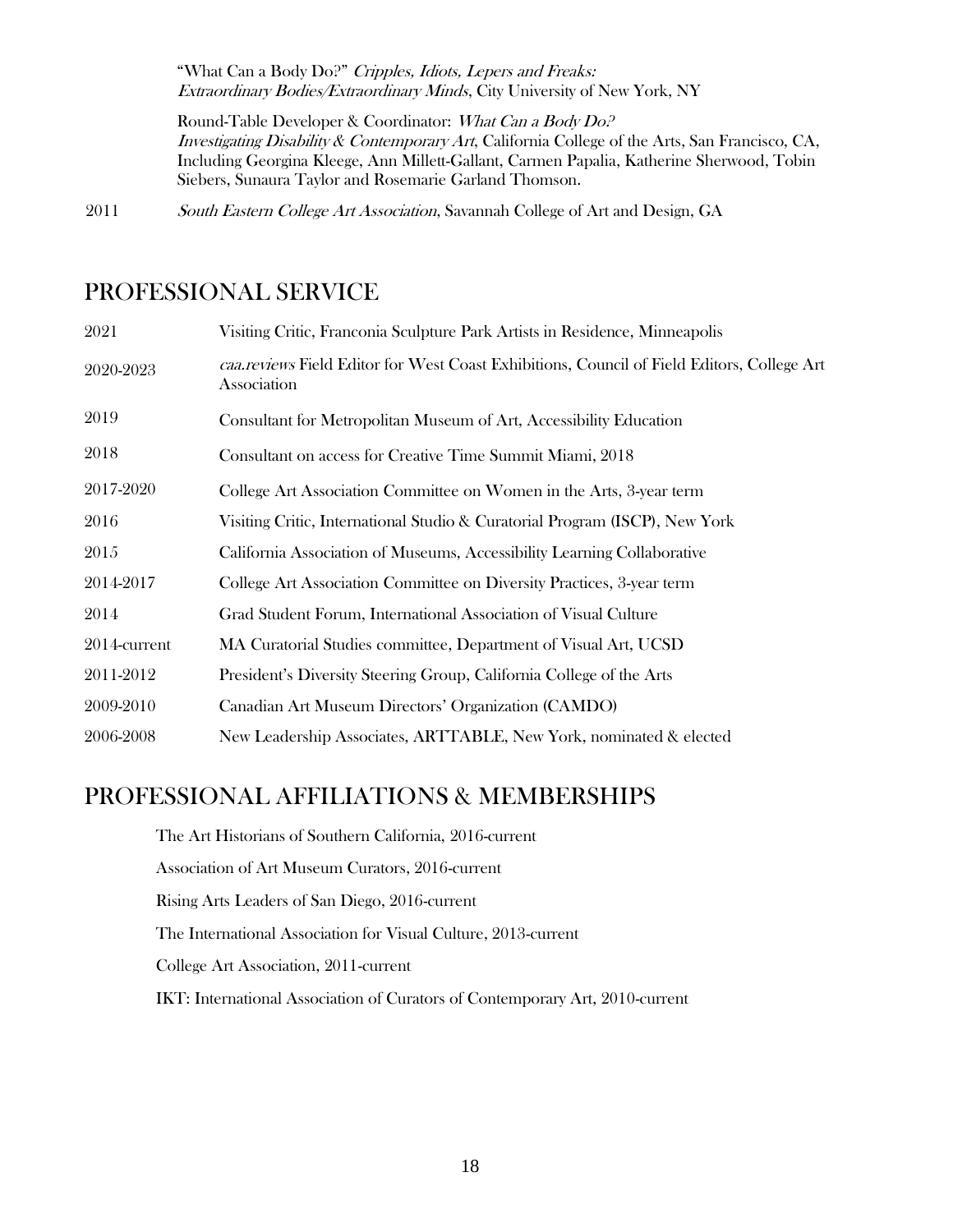"What Can a Body Do?" *Cripples, Idiots, Lepers and Freaks: Extraordinary Bodies/Extraordinary Minds*, City University of New York, NY

Round-Table Developer & Coordinator: *What Can a Body Do? Investigating Disability & Contemporary Art*, California College of the Arts, San Francisco, CA, Including Georgina Kleege, Ann Millett-Gallant, Carmen Papalia, Katherine Sherwood, Tobin Siebers, Sunaura Taylor and Rosemarie Garland Thomson.

2011 *South Eastern College Art Association*, Savannah College of Art and Design, GA

## PROFESSIONAL SERVICE

| | |
|---|---|
| 2021 | Visiting Critic, Franconia Sculpture Park Artists in Residence, Minneapolis |
| 2020-2023 | *caa.reviews* Field Editor for West Coast Exhibitions, Council of Field Editors, College Art Association |
| 2019 | Consultant for Metropolitan Museum of Art, Accessibility Education |
| 2018 | Consultant on access for Creative Time Summit Miami, 2018 |
| 2017-2020 | College Art Association Committee on Women in the Arts, 3-year term |
| 2016 | Visiting Critic, International Studio & Curatorial Program (ISCP), New York |
| 2015 | California Association of Museums, Accessibility Learning Collaborative |
| 2014-2017 | College Art Association Committee on Diversity Practices, 3-year term |
| 2014 | Grad Student Forum, International Association of Visual Culture |
| 2014-current | MA Curatorial Studies committee, Department of Visual Art, UCSD |
| 2011-2012 | President's Diversity Steering Group, California College of the Arts |
| 2009-2010 | Canadian Art Museum Directors' Organization (CAMDO) |
| 2006-2008 | New Leadership Associates, ARTTABLE, New York, nominated & elected |

## PROFESSIONAL AFFILIATIONS & MEMBERSHIPS

The Art Historians of Southern California, 2016-current

Association of Art Museum Curators, 2016-current

Rising Arts Leaders of San Diego, 2016-current

The International Association for Visual Culture, 2013-current

College Art Association, 2011-current

IKT: International Association of Curators of Contemporary Art, 2010-current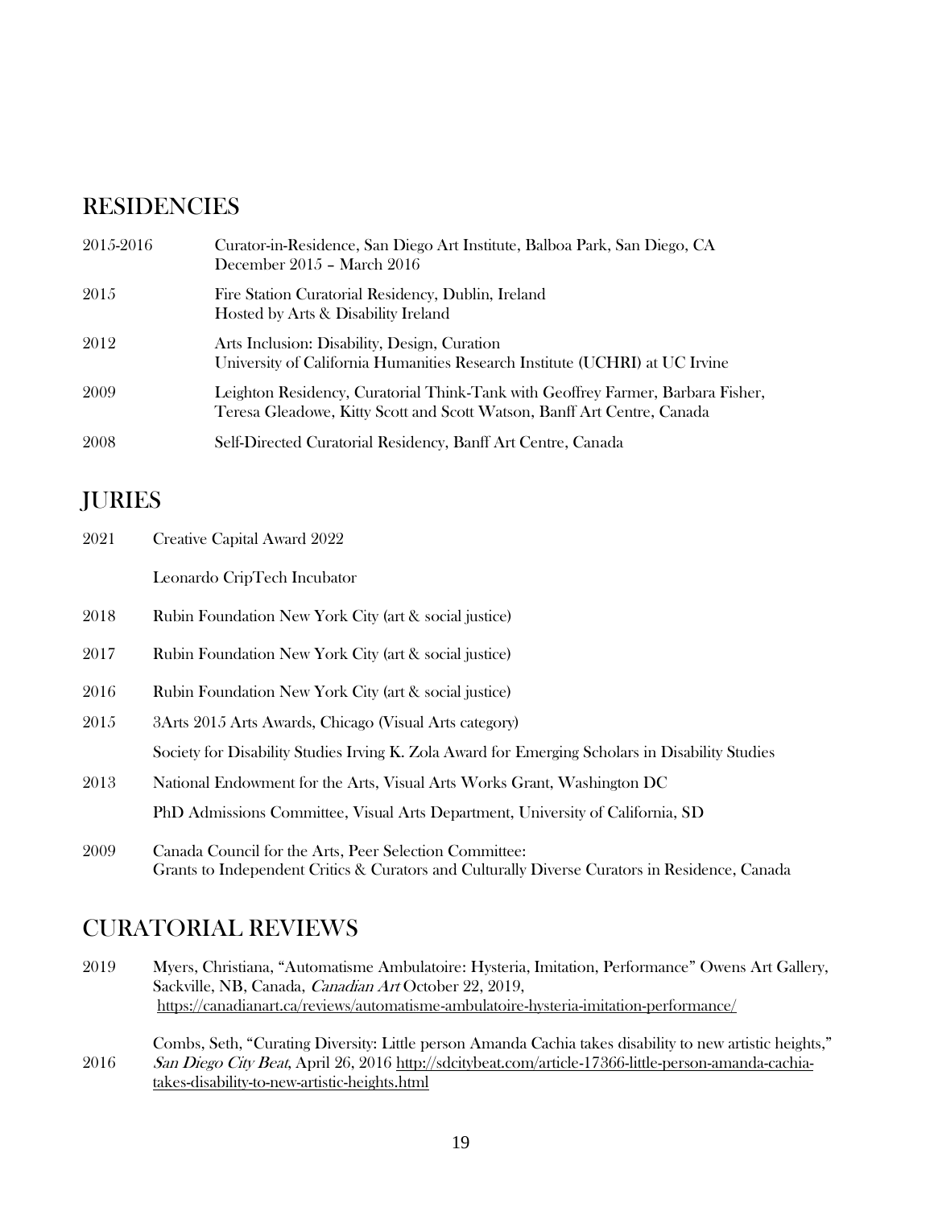## RESIDENCIES

| | |
|---|---|
| 2015-2016 | Curator-in-Residence, San Diego Art Institute, Balboa Park, San Diego, CA<br>December 2015 – March 2016 |
| 2015 | Fire Station Curatorial Residency, Dublin, Ireland<br>Hosted by Arts & Disability Ireland |
| 2012 | Arts Inclusion: Disability, Design, Curation<br>University of California Humanities Research Institute (UCHRI) at UC Irvine |
| 2009 | Leighton Residency, Curatorial Think-Tank with Geoffrey Farmer, Barbara Fisher, Teresa Gleadowe, Kitty Scott and Scott Watson, Banff Art Centre, Canada |
| 2008 | Self-Directed Curatorial Residency, Banff Art Centre, Canada |

## JURIES

| | |
|---|---|
| 2021 | Creative Capital Award 2022 |
| | Leonardo CripTech Incubator |
| 2018 | Rubin Foundation New York City (art & social justice) |
| 2017 | Rubin Foundation New York City (art & social justice) |
| 2016 | Rubin Foundation New York City (art & social justice) |
| 2015 | 3Arts 2015 Arts Awards, Chicago (Visual Arts category) |
| | Society for Disability Studies Irving K. Zola Award for Emerging Scholars in Disability Studies |
| 2013 | National Endowment for the Arts, Visual Arts Works Grant, Washington DC |
| | PhD Admissions Committee, Visual Arts Department, University of California, SD |
| 2009 | Canada Council for the Arts, Peer Selection Committee:<br>Grants to Independent Critics & Curators and Culturally Diverse Curators in Residence, Canada |

## CURATORIAL REVIEWS

| | |
|---|---|
| 2019 | Myers, Christiana, "Automatisme Ambulatoire: Hysteria, Imitation, Performance" Owens Art Gallery, Sackville, NB, Canada, *Canadian Art* October 22, 2019, https://canadianart.ca/reviews/automatisme-ambulatoire-hysteria-imitation-performance/ |
| 2016 | Combs, Seth, "Curating Diversity: Little person Amanda Cachia takes disability to new artistic heights," *San Diego City Beat*, April 26, 2016 http://sdcitybeat.com/article-17366-little-person-amanda-cachia-takes-disability-to-new-artistic-heights.html |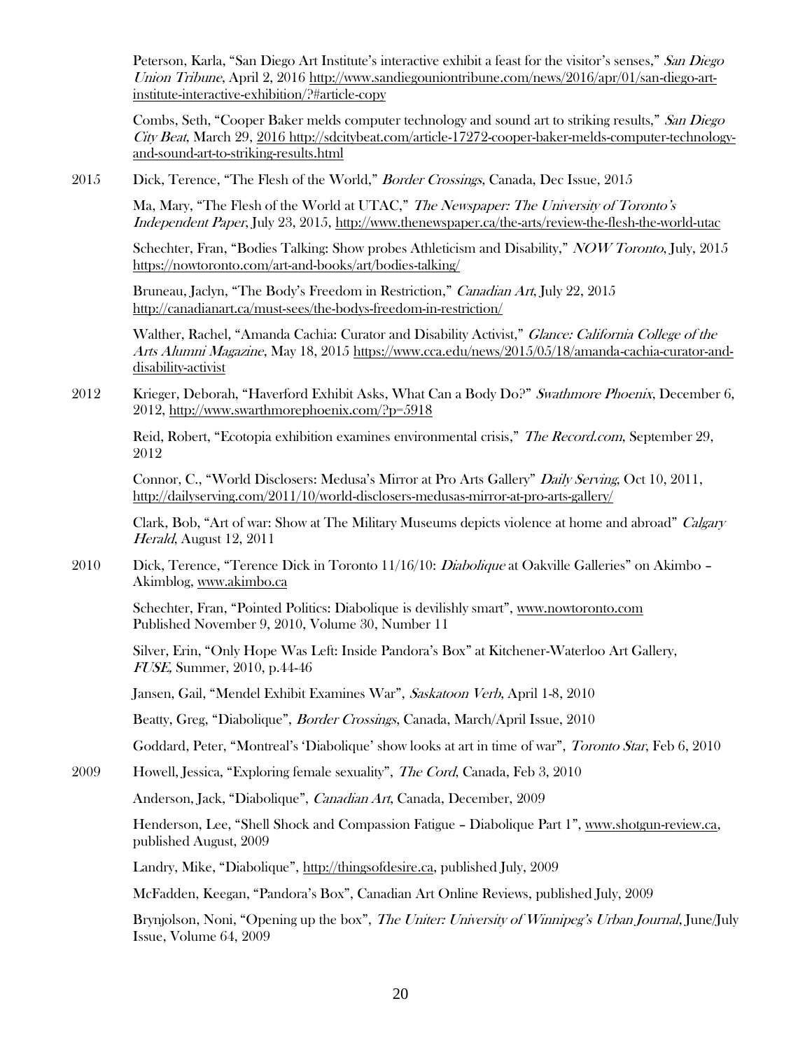Peterson, Karla, "San Diego Art Institute's interactive exhibit a feast for the visitor's senses," *San Diego Union Tribune*, April 2, 2016 http://www.sandiegouniontribune.com/news/2016/apr/01/san-diego-art-institute-interactive-exhibition/?#article-copy

Combs, Seth, "Cooper Baker melds computer technology and sound art to striking results," *San Diego City Beat*, March 29, 2016 http://sdcitybeat.com/article-17272-cooper-baker-melds-computer-technology-and-sound-art-to-striking-results.html

2015 Dick, Terence, "The Flesh of the World," *Border Crossings*, Canada, Dec Issue, 2015

Ma, Mary, "The Flesh of the World at UTAC," *The Newspaper: The University of Toronto's Independent Paper*, July 23, 2015, http://www.thenewspaper.ca/the-arts/review-the-flesh-the-world-utac

Schechter, Fran, "Bodies Talking: Show probes Athleticism and Disability," *NOW Toronto*, July, 2015 https://nowtoronto.com/art-and-books/art/bodies-talking/

Bruneau, Jaclyn, "The Body's Freedom in Restriction," *Canadian Art*, July 22, 2015 http://canadianart.ca/must-sees/the-bodys-freedom-in-restriction/

Walther, Rachel, "Amanda Cachia: Curator and Disability Activist," *Glance: California College of the Arts Alumni Magazine*, May 18, 2015 https://www.cca.edu/news/2015/05/18/amanda-cachia-curator-and-disability-activist

2012 Krieger, Deborah, "Haverford Exhibit Asks, What Can a Body Do?" *Swathmore Phoenix*, December 6, 2012, http://www.swarthmorephoenix.com/?p=5918

Reid, Robert, "Ecotopia exhibition examines environmental crisis," *The Record.com*, September 29, 2012

Connor, C., "World Disclosers: Medusa's Mirror at Pro Arts Gallery" *Daily Serving*, Oct 10, 2011, http://dailyserving.com/2011/10/world-disclosers-medusas-mirror-at-pro-arts-gallery/

Clark, Bob, "Art of war: Show at The Military Museums depicts violence at home and abroad" *Calgary Herald*, August 12, 2011

2010 Dick, Terence, "Terence Dick in Toronto 11/16/10: *Diabolique* at Oakville Galleries" on Akimbo – Akimblog, www.akimbo.ca

Schechter, Fran, "Pointed Politics: Diabolique is devilishly smart", www.nowtoronto.com Published November 9, 2010, Volume 30, Number 11

Silver, Erin, "Only Hope Was Left: Inside Pandora's Box" at Kitchener-Waterloo Art Gallery, *FUSE,* Summer, 2010, p.44-46

Jansen, Gail, "Mendel Exhibit Examines War", *Saskatoon Verb*, April 1-8, 2010

Beatty, Greg, "Diabolique", *Border Crossings*, Canada, March/April Issue, 2010

Goddard, Peter, "Montreal's 'Diabolique' show looks at art in time of war", *Toronto Star*, Feb 6, 2010

2009 Howell, Jessica, "Exploring female sexuality", *The Cord*, Canada, Feb 3, 2010

Anderson, Jack, "Diabolique", *Canadian Art*, Canada, December, 2009

Henderson, Lee, "Shell Shock and Compassion Fatigue – Diabolique Part 1", www.shotgun-review.ca, published August, 2009

Landry, Mike, "Diabolique", http://thingsofdesire.ca, published July, 2009

McFadden, Keegan, "Pandora's Box", Canadian Art Online Reviews, published July, 2009

Brynjolson, Noni, "Opening up the box", *The Uniter: University of Winnipeg's Urban Journal*, June/July Issue, Volume 64, 2009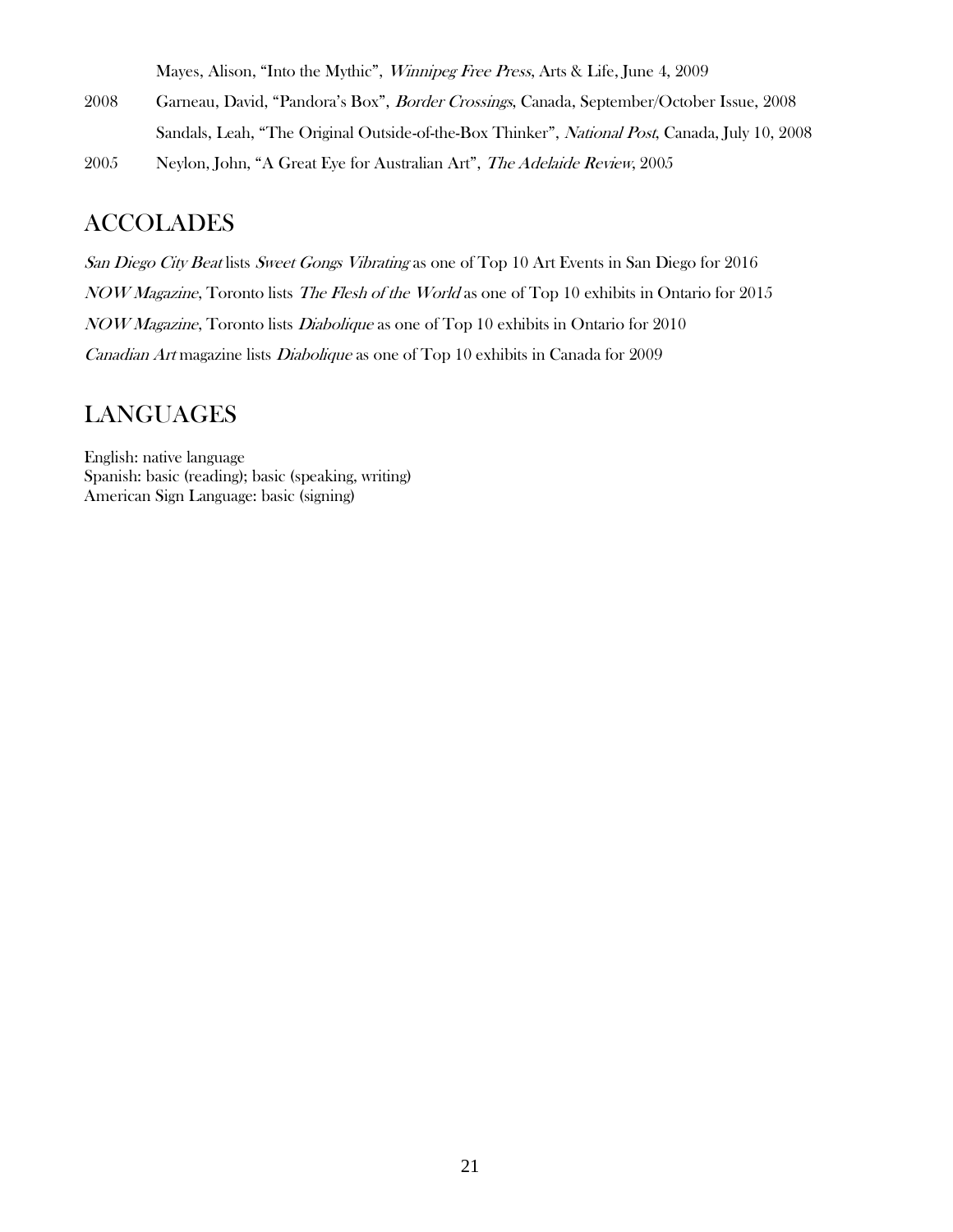Mayes, Alison, "Into the Mythic", *Winnipeg Free Press*, Arts & Life, June 4, 2009

2008 Garneau, David, "Pandora's Box", *Border Crossings*, Canada, September/October Issue, 2008

Sandals, Leah, "The Original Outside-of-the-Box Thinker", *National Post*, Canada, July 10, 2008

2005 Neylon, John, "A Great Eye for Australian Art", *The Adelaide Review*, 2005

## ACCOLADES

*San Diego City Beat* lists *Sweet Gongs Vibrating* as one of Top 10 Art Events in San Diego for 2016

*NOW Magazine*, Toronto lists *The Flesh of the World* as one of Top 10 exhibits in Ontario for 2015

*NOW Magazine*, Toronto lists *Diabolique* as one of Top 10 exhibits in Ontario for 2010

*Canadian Art* magazine lists *Diabolique* as one of Top 10 exhibits in Canada for 2009

## LANGUAGES

English: native language
Spanish: basic (reading); basic (speaking, writing)
American Sign Language: basic (signing)